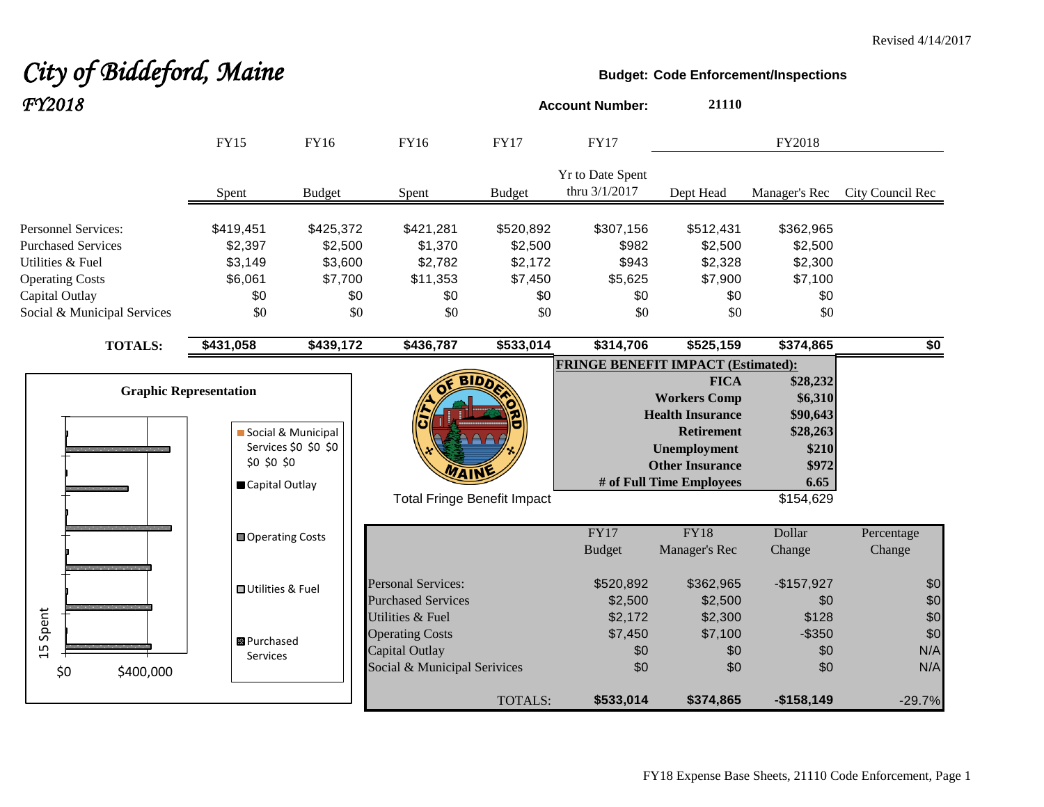Revised 4/14/2017

# *City of Biddeford, Maine*

## *FY2018*

**Budget: Code Enforcement/Inspections**

**Account Number: 21110**

| | FY15 | FY16 | FY16 | FY17 | FY17 | FY2018 | | |
|---|---|---|---|---|---|---|---|---|
| | Spent | Budget | Spent | Budget | Yr to Date Spent thru 3/1/2017 | Dept Head | Manager's Rec | City Council Rec |
| Personnel Services: | $419,451 | $425,372 | $421,281 | $520,892 | $307,156 | $512,431 | $362,965 | |
| Purchased Services | $2,397 | $2,500 | $1,370 | $2,500 | $982 | $2,500 | $2,500 | |
| Utilities & Fuel | $3,149 | $3,600 | $2,782 | $2,172 | $943 | $2,328 | $2,300 | |
| Operating Costs | $6,061 | $7,700 | $11,353 | $7,450 | $5,625 | $7,900 | $7,100 | |
| Capital Outlay | $0 | $0 | $0 | $0 | $0 | $0 | $0 | |
| Social & Municipal Services | $0 | $0 | $0 | $0 | $0 | $0 | $0 | |
| **TOTALS:** | **$431,058** | **$439,172** | **$436,787** | **$533,014** | **$314,706** | **$525,159** | **$374,865** | **$0** |

**FRINGE BENEFIT IMPACT (Estimated):**

| | |
|---|---|
| **FICA** | **$28,232** |
| **Workers Comp** | **$6,310** |
| **Health Insurance** | **$90,643** |
| **Retirement** | **$28,263** |
| **Unemployment** | **$210** |
| **Other Insurance** | **$972** |
| **# of Full Time Employees** | **6.65** |
| Total Fringe Benefit Impact | $154,629 |

**Graphic Representation**

| | FY17 Budget | FY18 Manager's Rec | Dollar Change | Percentage Change |
|---|---|---|---|---|
| Personal Services: | $520,892 | $362,965 | -$157,927 | $0 |
| Purchased Services | $2,500 | $2,500 | $0 | $0 |
| Utilities & Fuel | $2,172 | $2,300 | $128 | $0 |
| Operating Costs | $7,450 | $7,100 | -$350 | $0 |
| Capital Outlay | $0 | $0 | $0 | N/A |
| Social & Municipal Serivices | $0 | $0 | $0 | N/A |
| TOTALS: | **$533,014** | **$374,865** | **-$158,149** | -29.7% |

FY18 Expense Base Sheets, 21110 Code Enforcement, Page 1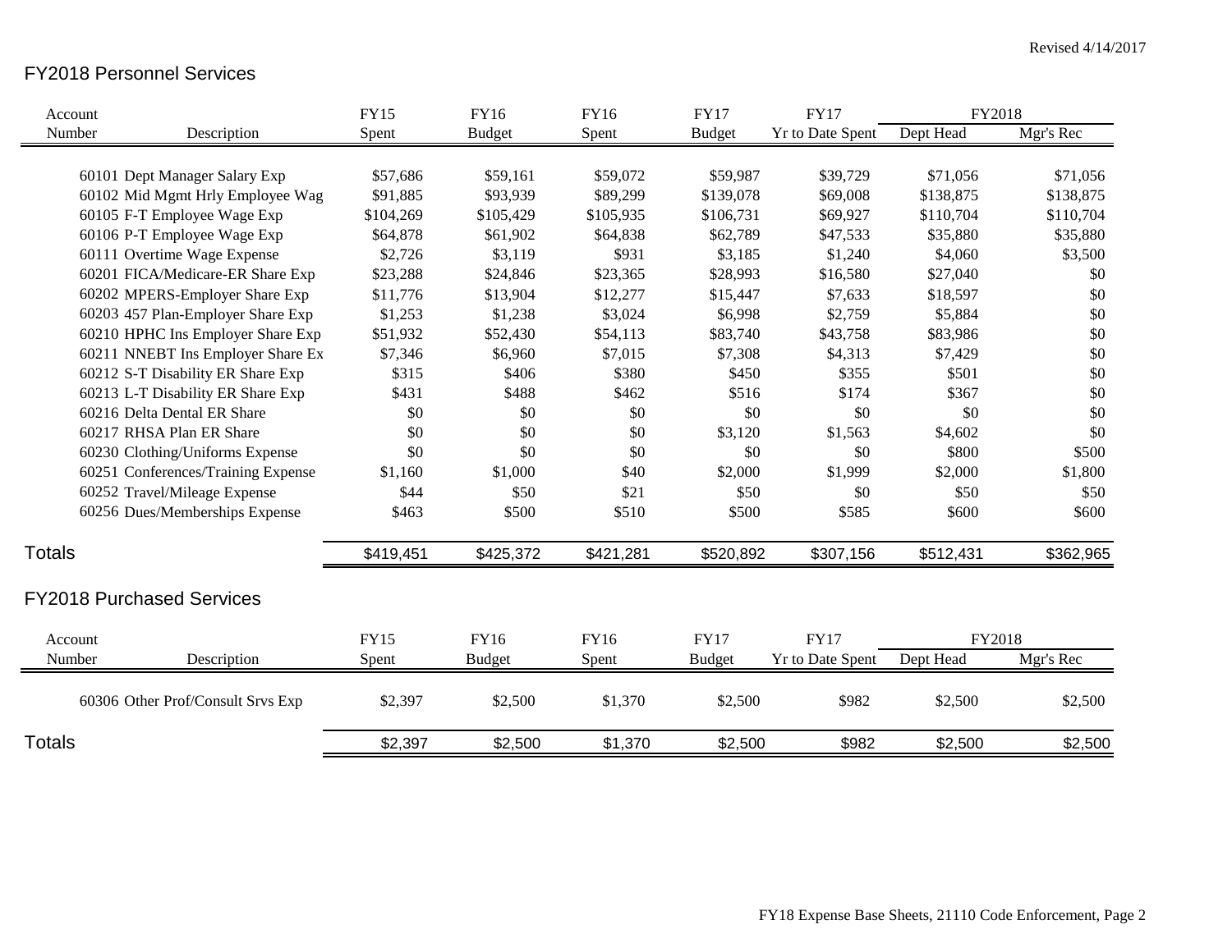Revised 4/14/2017

## FY2018 Personnel Services

| Account Number | Description | FY15 Spent | FY16 Budget | FY16 Spent | FY17 Budget | FY17 Yr to Date Spent | FY2018 Dept Head | FY2018 Mgr's Rec |
|---|---|---|---|---|---|---|---|---|
| 60101 | Dept Manager Salary Exp | $57,686 | $59,161 | $59,072 | $59,987 | $39,729 | $71,056 | $71,056 |
| 60102 | Mid Mgmt Hrly Employee Wag | $91,885 | $93,939 | $89,299 | $139,078 | $69,008 | $138,875 | $138,875 |
| 60105 | F-T Employee Wage Exp | $104,269 | $105,429 | $105,935 | $106,731 | $69,927 | $110,704 | $110,704 |
| 60106 | P-T Employee Wage Exp | $64,878 | $61,902 | $64,838 | $62,789 | $47,533 | $35,880 | $35,880 |
| 60111 | Overtime Wage Expense | $2,726 | $3,119 | $931 | $3,185 | $1,240 | $4,060 | $3,500 |
| 60201 | FICA/Medicare-ER Share Exp | $23,288 | $24,846 | $23,365 | $28,993 | $16,580 | $27,040 | $0 |
| 60202 | MPERS-Employer Share Exp | $11,776 | $13,904 | $12,277 | $15,447 | $7,633 | $18,597 | $0 |
| 60203 | 457 Plan-Employer Share Exp | $1,253 | $1,238 | $3,024 | $6,998 | $2,759 | $5,884 | $0 |
| 60210 | HPHC Ins Employer Share Exp | $51,932 | $52,430 | $54,113 | $83,740 | $43,758 | $83,986 | $0 |
| 60211 | NNEBT Ins Employer Share Ex | $7,346 | $6,960 | $7,015 | $7,308 | $4,313 | $7,429 | $0 |
| 60212 | S-T Disability ER Share Exp | $315 | $406 | $380 | $450 | $355 | $501 | $0 |
| 60213 | L-T Disability ER Share Exp | $431 | $488 | $462 | $516 | $174 | $367 | $0 |
| 60216 | Delta Dental ER Share | $0 | $0 | $0 | $0 | $0 | $0 | $0 |
| 60217 | RHSA Plan ER Share | $0 | $0 | $0 | $3,120 | $1,563 | $4,602 | $0 |
| 60230 | Clothing/Uniforms Expense | $0 | $0 | $0 | $0 | $0 | $800 | $500 |
| 60251 | Conferences/Training Expense | $1,160 | $1,000 | $40 | $2,000 | $1,999 | $2,000 | $1,800 |
| 60252 | Travel/Mileage Expense | $44 | $50 | $21 | $50 | $0 | $50 | $50 |
| 60256 | Dues/Memberships Expense | $463 | $500 | $510 | $500 | $585 | $600 | $600 |
| **Totals** | | $419,451 | $425,372 | $421,281 | $520,892 | $307,156 | $512,431 | $362,965 |

## FY2018 Purchased Services

| Account Number | Description | FY15 Spent | FY16 Budget | FY16 Spent | FY17 Budget | FY17 Yr to Date Spent | FY2018 Dept Head | FY2018 Mgr's Rec |
|---|---|---|---|---|---|---|---|---|
| 60306 | Other Prof/Consult Srvs Exp | $2,397 | $2,500 | $1,370 | $2,500 | $982 | $2,500 | $2,500 |
| **Totals** | | $2,397 | $2,500 | $1,370 | $2,500 | $982 | $2,500 | $2,500 |

FY18 Expense Base Sheets, 21110 Code Enforcement, Page 2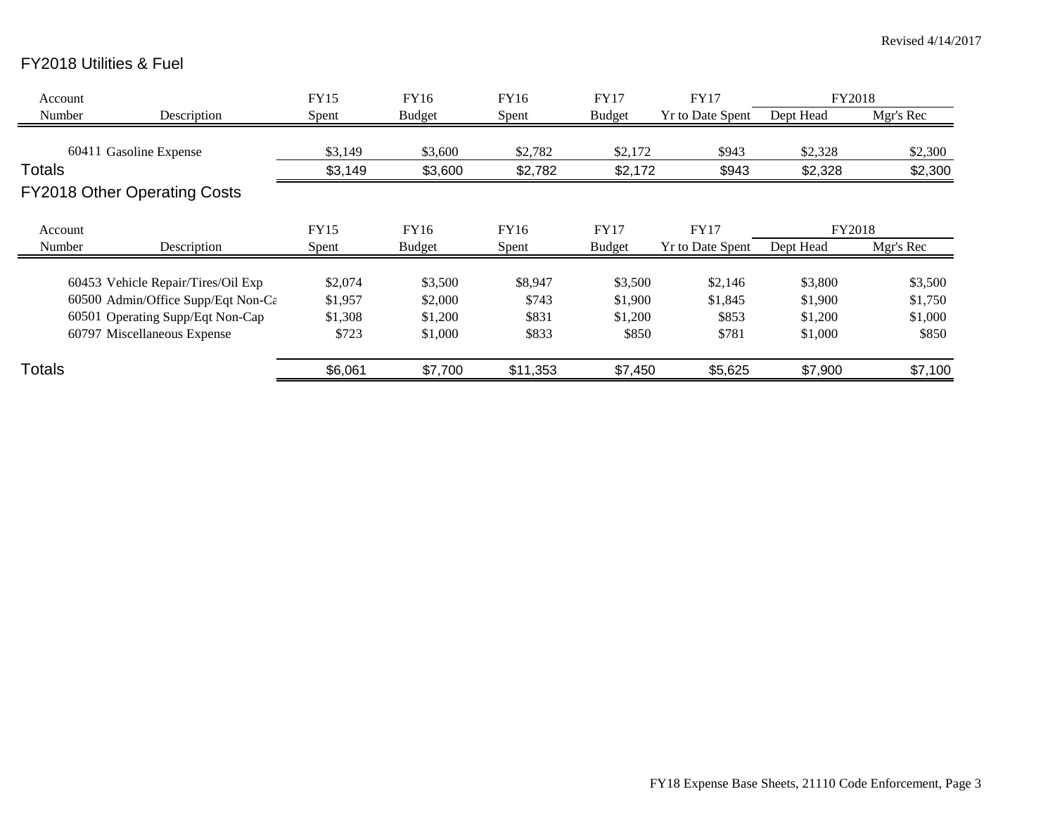Revised 4/14/2017

## FY2018 Utilities & Fuel

| Account Number | Description | FY15 Spent | FY16 Budget | FY16 Spent | FY17 Budget | FY17 Yr to Date Spent | FY2018 Dept Head | FY2018 Mgr's Rec |
|---|---|---|---|---|---|---|---|---|
| 60411 | Gasoline Expense | $3,149 | $3,600 | $2,782 | $2,172 | $943 | $2,328 | $2,300 |
| **Totals** | | $3,149 | $3,600 | $2,782 | $2,172 | $943 | $2,328 | $2,300 |

## FY2018 Other Operating Costs

| Account Number | Description | FY15 Spent | FY16 Budget | FY16 Spent | FY17 Budget | FY17 Yr to Date Spent | FY2018 Dept Head | FY2018 Mgr's Rec |
|---|---|---|---|---|---|---|---|---|
| 60453 | Vehicle Repair/Tires/Oil Exp | $2,074 | $3,500 | $8,947 | $3,500 | $2,146 | $3,800 | $3,500 |
| 60500 | Admin/Office Supp/Eqt Non-Ca | $1,957 | $2,000 | $743 | $1,900 | $1,845 | $1,900 | $1,750 |
| 60501 | Operating Supp/Eqt Non-Cap | $1,308 | $1,200 | $831 | $1,200 | $853 | $1,200 | $1,000 |
| 60797 | Miscellaneous Expense | $723 | $1,000 | $833 | $850 | $781 | $1,000 | $850 |
| **Totals** | | $6,061 | $7,700 | $11,353 | $7,450 | $5,625 | $7,900 | $7,100 |

FY18 Expense Base Sheets, 21110 Code Enforcement, Page 3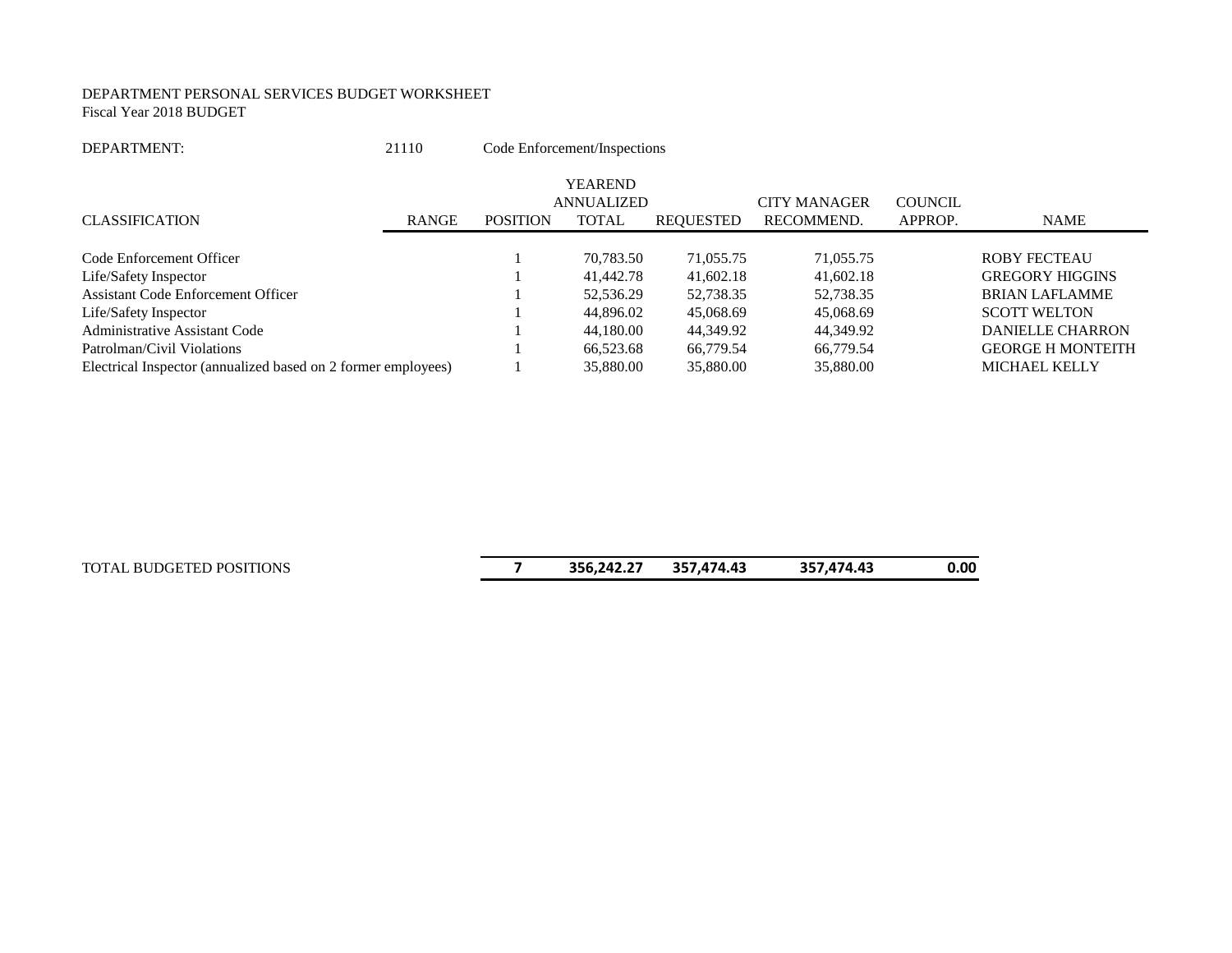DEPARTMENT PERSONAL SERVICES BUDGET WORKSHEET
Fiscal Year 2018 BUDGET

DEPARTMENT: 21110 Code Enforcement/Inspections

| CLASSIFICATION | RANGE | POSITION | YEAREND ANNUALIZED TOTAL | REQUESTED | CITY MANAGER RECOMMEND. | COUNCIL APPROP. | NAME |
|---|---|---|---|---|---|---|---|
| Code Enforcement Officer | | 1 | 70,783.50 | 71,055.75 | 71,055.75 | | ROBY FECTEAU |
| Life/Safety Inspector | | 1 | 41,442.78 | 41,602.18 | 41,602.18 | | GREGORY HIGGINS |
| Assistant Code Enforcement Officer | | 1 | 52,536.29 | 52,738.35 | 52,738.35 | | BRIAN LAFLAMME |
| Life/Safety Inspector | | 1 | 44,896.02 | 45,068.69 | 45,068.69 | | SCOTT WELTON |
| Administrative Assistant Code | | 1 | 44,180.00 | 44,349.92 | 44,349.92 | | DANIELLE CHARRON |
| Patrolman/Civil Violations | | 1 | 66,523.68 | 66,779.54 | 66,779.54 | | GEORGE H MONTEITH |
| Electrical Inspector (annualized based on 2 former employees) | | 1 | 35,880.00 | 35,880.00 | 35,880.00 | | MICHAEL KELLY |
| TOTAL BUDGETED POSITIONS | | **7** | **356,242.27** | **357,474.43** | **357,474.43** | **0.00** | |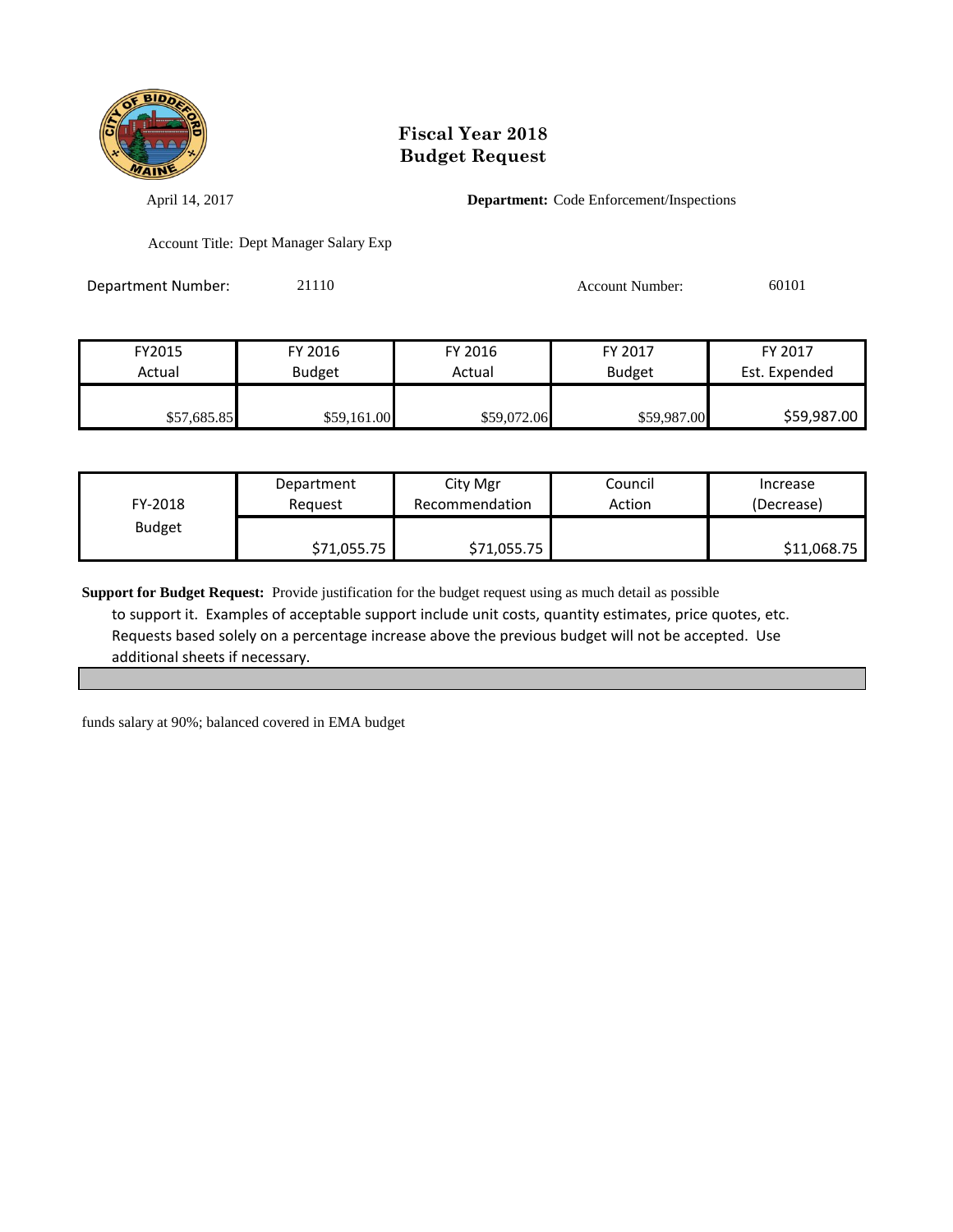# Fiscal Year 2018
# Budget Request

April 14, 2017

**Department:** Code Enforcement/Inspections

Account Title: Dept Manager Salary Exp

Department Number: 21110

Account Number: 60101

| FY2015 Actual | FY 2016 Budget | FY 2016 Actual | FY 2017 Budget | FY 2017 Est. Expended |
|---|---|---|---|---|
| $57,685.85 | $59,161.00 | $59,072.06 | $59,987.00 | $59,987.00 |

| FY-2018 Budget | Department Request | City Mgr Recommendation | Council Action | Increase (Decrease) |
|---|---|---|---|---|
| | $71,055.75 | $71,055.75 | | $11,068.75 |

**Support for Budget Request:** Provide justification for the budget request using as much detail as possible to support it. Examples of acceptable support include unit costs, quantity estimates, price quotes, etc. Requests based solely on a percentage increase above the previous budget will not be accepted. Use additional sheets if necessary.

funds salary at 90%; balanced covered in EMA budget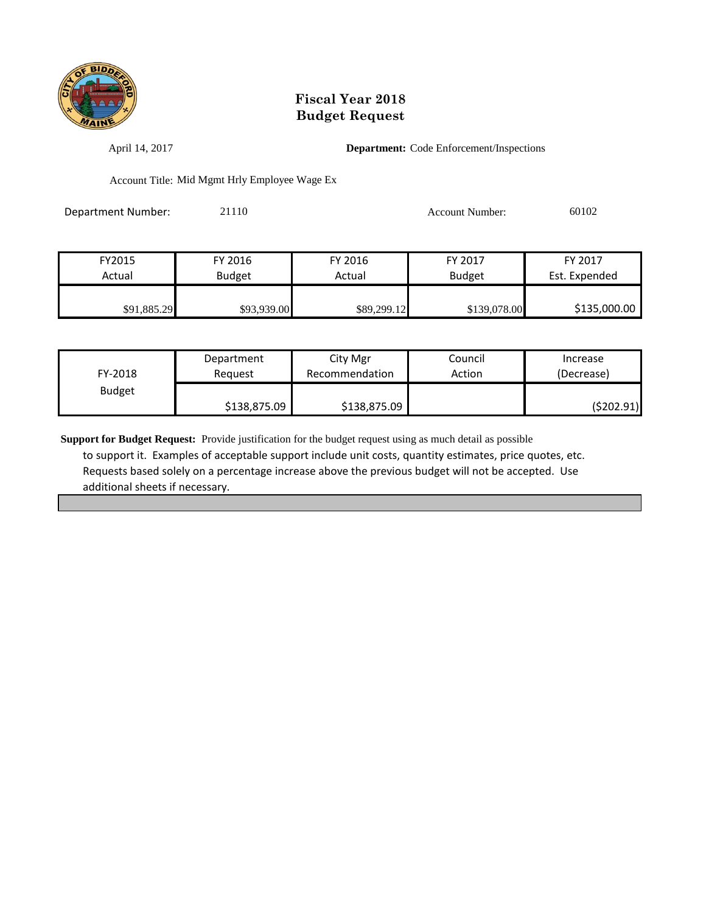# Fiscal Year 2018
# Budget Request

April 14, 2017

**Department:** Code Enforcement/Inspections

Account Title: Mid Mgmt Hrly Employee Wage Ex

Department Number: 21110

Account Number: 60102

| FY2015 Actual | FY 2016 Budget | FY 2016 Actual | FY 2017 Budget | FY 2017 Est. Expended |
|---|---|---|---|---|
| $91,885.29 | $93,939.00 | $89,299.12 | $139,078.00 | $135,000.00 |

| FY-2018 Budget | Department Request | City Mgr Recommendation | Council Action | Increase (Decrease) |
|---|---|---|---|---|
| | $138,875.09 | $138,875.09 | | ($202.91) |

**Support for Budget Request:** Provide justification for the budget request using as much detail as possible to support it. Examples of acceptable support include unit costs, quantity estimates, price quotes, etc. Requests based solely on a percentage increase above the previous budget will not be accepted. Use additional sheets if necessary.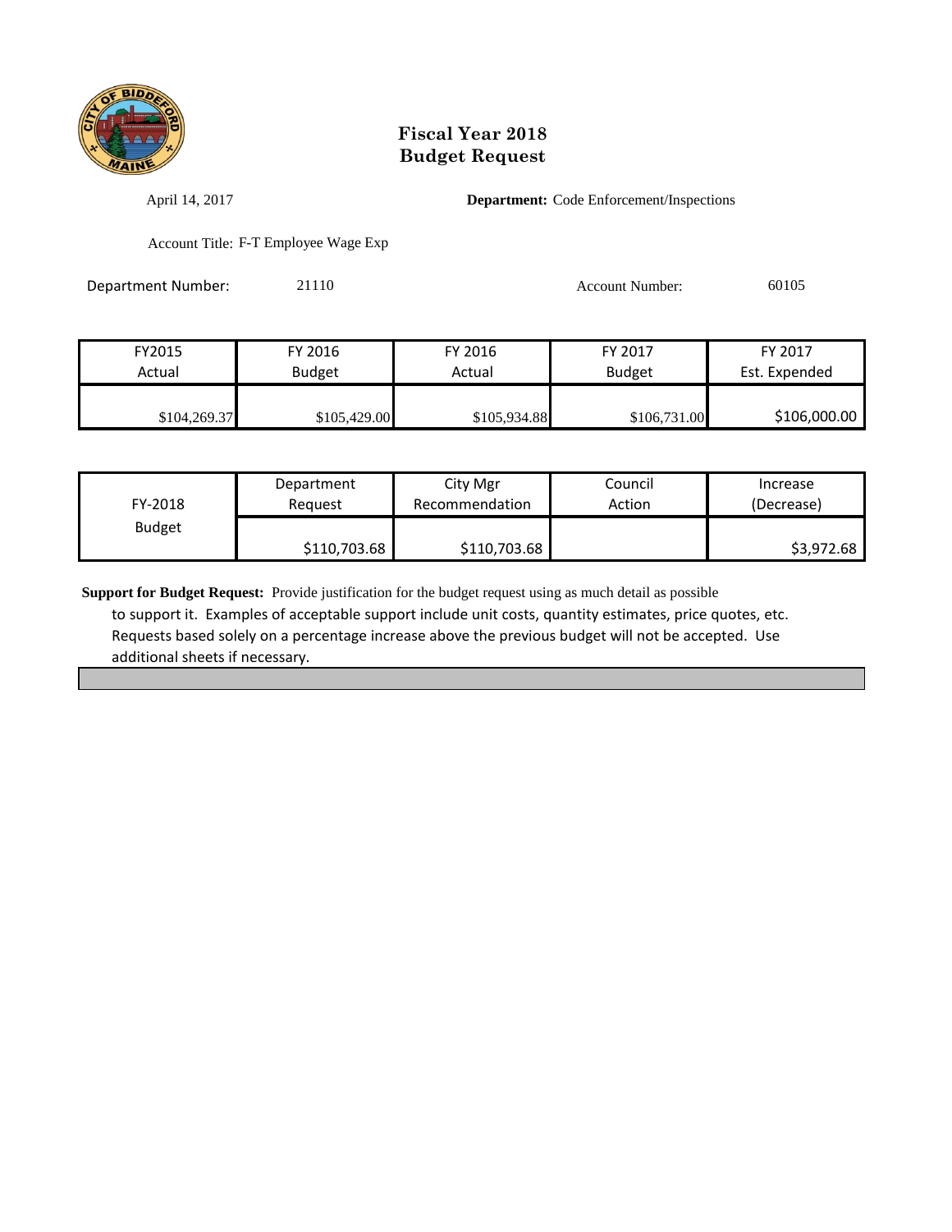# Fiscal Year 2018
# Budget Request

April 14, 2017

**Department:** Code Enforcement/Inspections

Account Title: F-T Employee Wage Exp

Department Number: 21110

Account Number: 60105

| FY2015 Actual | FY 2016 Budget | FY 2016 Actual | FY 2017 Budget | FY 2017 Est. Expended |
|---|---|---|---|---|
| $104,269.37 | $105,429.00 | $105,934.88 | $106,731.00 | $106,000.00 |

| FY-2018 Budget | Department Request | City Mgr Recommendation | Council Action | Increase (Decrease) |
|---|---|---|---|---|
| | $110,703.68 | $110,703.68 | | $3,972.68 |

**Support for Budget Request:** Provide justification for the budget request using as much detail as possible to support it. Examples of acceptable support include unit costs, quantity estimates, price quotes, etc. Requests based solely on a percentage increase above the previous budget will not be accepted. Use additional sheets if necessary.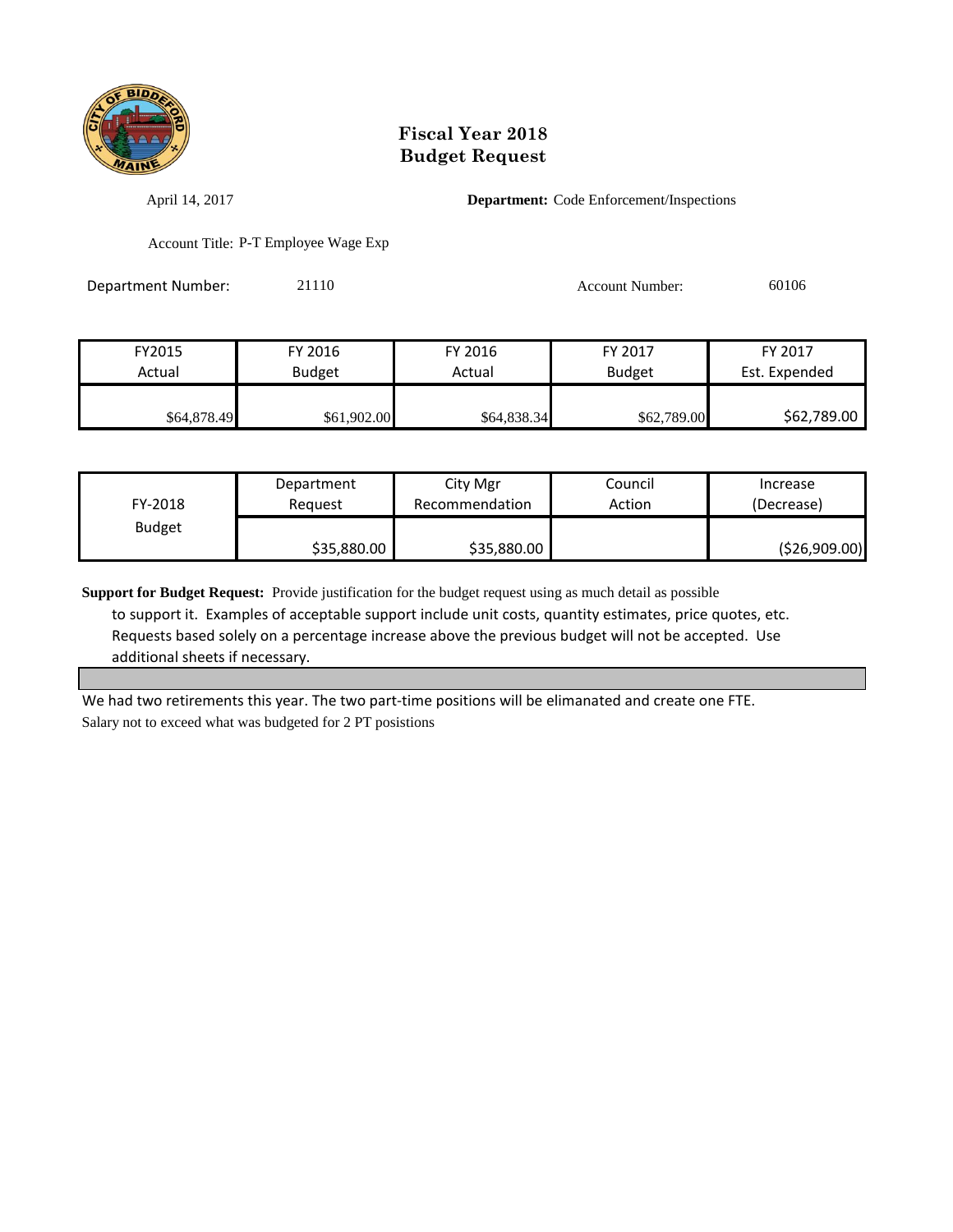# Fiscal Year 2018
# Budget Request

April 14, 2017

**Department:** Code Enforcement/Inspections

Account Title: P-T Employee Wage Exp

Department Number: 21110

Account Number: 60106

| FY2015 Actual | FY 2016 Budget | FY 2016 Actual | FY 2017 Budget | FY 2017 Est. Expended |
|---|---|---|---|---|
| $64,878.49 | $61,902.00 | $64,838.34 | $62,789.00 | $62,789.00 |

| FY-2018 Budget | Department Request | City Mgr Recommendation | Council Action | Increase (Decrease) |
|---|---|---|---|---|
| | $35,880.00 | $35,880.00 | | ($26,909.00) |

**Support for Budget Request:** Provide justification for the budget request using as much detail as possible to support it. Examples of acceptable support include unit costs, quantity estimates, price quotes, etc. Requests based solely on a percentage increase above the previous budget will not be accepted. Use additional sheets if necessary.

We had two retirements this year. The two part-time positions will be elimanated and create one FTE.
Salary not to exceed what was budgeted for 2 PT posistions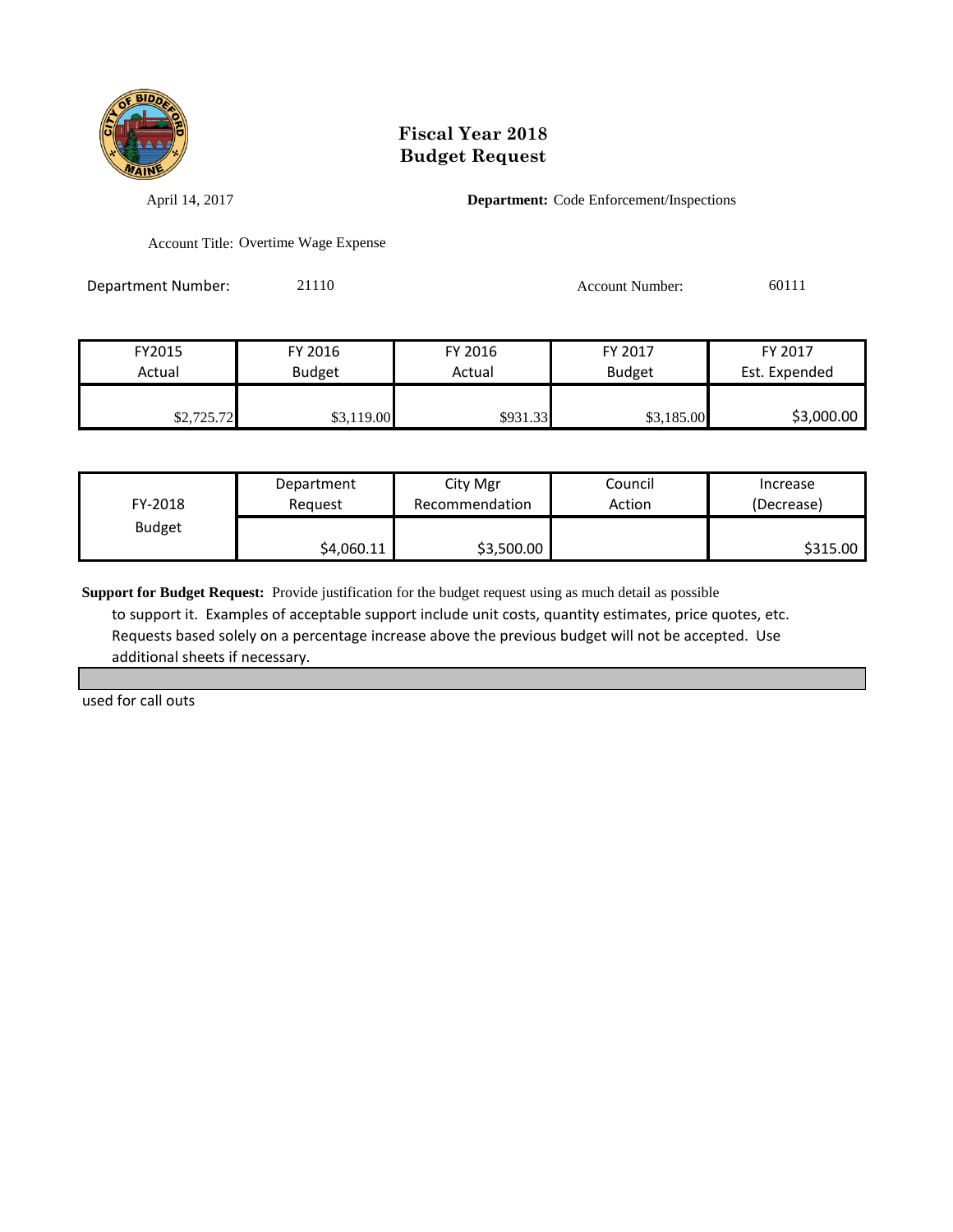# Fiscal Year 2018
# Budget Request

April 14, 2017

**Department:** Code Enforcement/Inspections

Account Title: Overtime Wage Expense

Department Number: 21110

Account Number: 60111

| FY2015 Actual | FY 2016 Budget | FY 2016 Actual | FY 2017 Budget | FY 2017 Est. Expended |
|---|---|---|---|---|
| $2,725.72 | $3,119.00 | $931.33 | $3,185.00 | $3,000.00 |

| FY-2018 Budget | Department Request | City Mgr Recommendation | Council Action | Increase (Decrease) |
|---|---|---|---|---|
| | $4,060.11 | $3,500.00 | | $315.00 |

**Support for Budget Request:** Provide justification for the budget request using as much detail as possible to support it. Examples of acceptable support include unit costs, quantity estimates, price quotes, etc. Requests based solely on a percentage increase above the previous budget will not be accepted. Use additional sheets if necessary.

used for call outs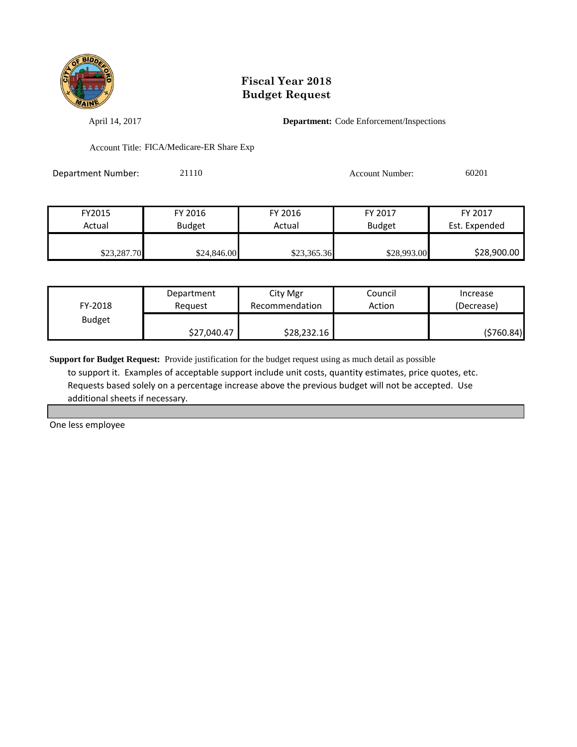# Fiscal Year 2018
# Budget Request

April 14, 2017

**Department:** Code Enforcement/Inspections

Account Title: FICA/Medicare-ER Share Exp

Department Number: 21110

Account Number: 60201

| FY2015 Actual | FY 2016 Budget | FY 2016 Actual | FY 2017 Budget | FY 2017 Est. Expended |
|---|---|---|---|---|
| $23,287.70 | $24,846.00 | $23,365.36 | $28,993.00 | $28,900.00 |

| FY-2018 Budget | Department Request | City Mgr Recommendation | Council Action | Increase (Decrease) |
|---|---|---|---|---|
| | $27,040.47 | $28,232.16 | | ($760.84) |

**Support for Budget Request:** Provide justification for the budget request using as much detail as possible to support it. Examples of acceptable support include unit costs, quantity estimates, price quotes, etc. Requests based solely on a percentage increase above the previous budget will not be accepted. Use additional sheets if necessary.

One less employee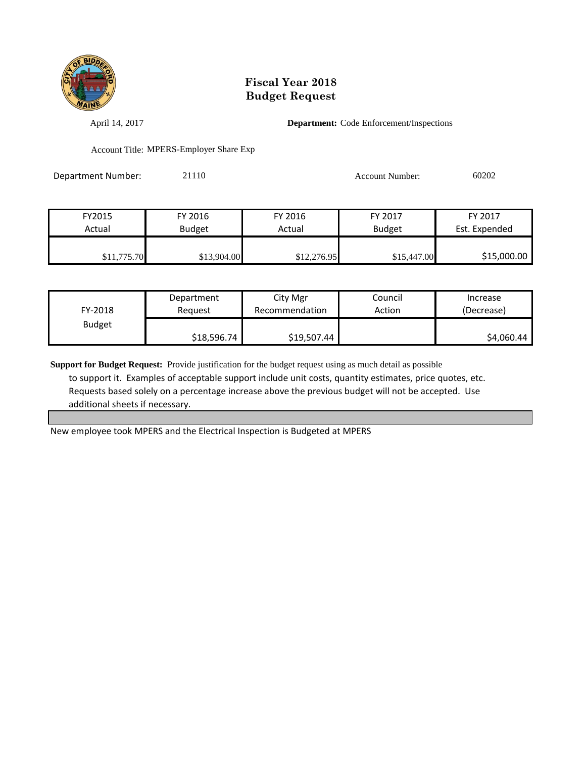# Fiscal Year 2018
# Budget Request

April 14, 2017

**Department:** Code Enforcement/Inspections

Account Title: MPERS-Employer Share Exp

Department Number: 21110

Account Number: 60202

| FY2015 Actual | FY 2016 Budget | FY 2016 Actual | FY 2017 Budget | FY 2017 Est. Expended |
|---|---|---|---|---|
| $11,775.70 | $13,904.00 | $12,276.95 | $15,447.00 | $15,000.00 |

| FY-2018 Budget | Department Request | City Mgr Recommendation | Council Action | Increase (Decrease) |
|---|---|---|---|---|
| | $18,596.74 | $19,507.44 | | $4,060.44 |

**Support for Budget Request:** Provide justification for the budget request using as much detail as possible to support it. Examples of acceptable support include unit costs, quantity estimates, price quotes, etc. Requests based solely on a percentage increase above the previous budget will not be accepted. Use additional sheets if necessary.

New employee took MPERS and the Electrical Inspection is Budgeted at MPERS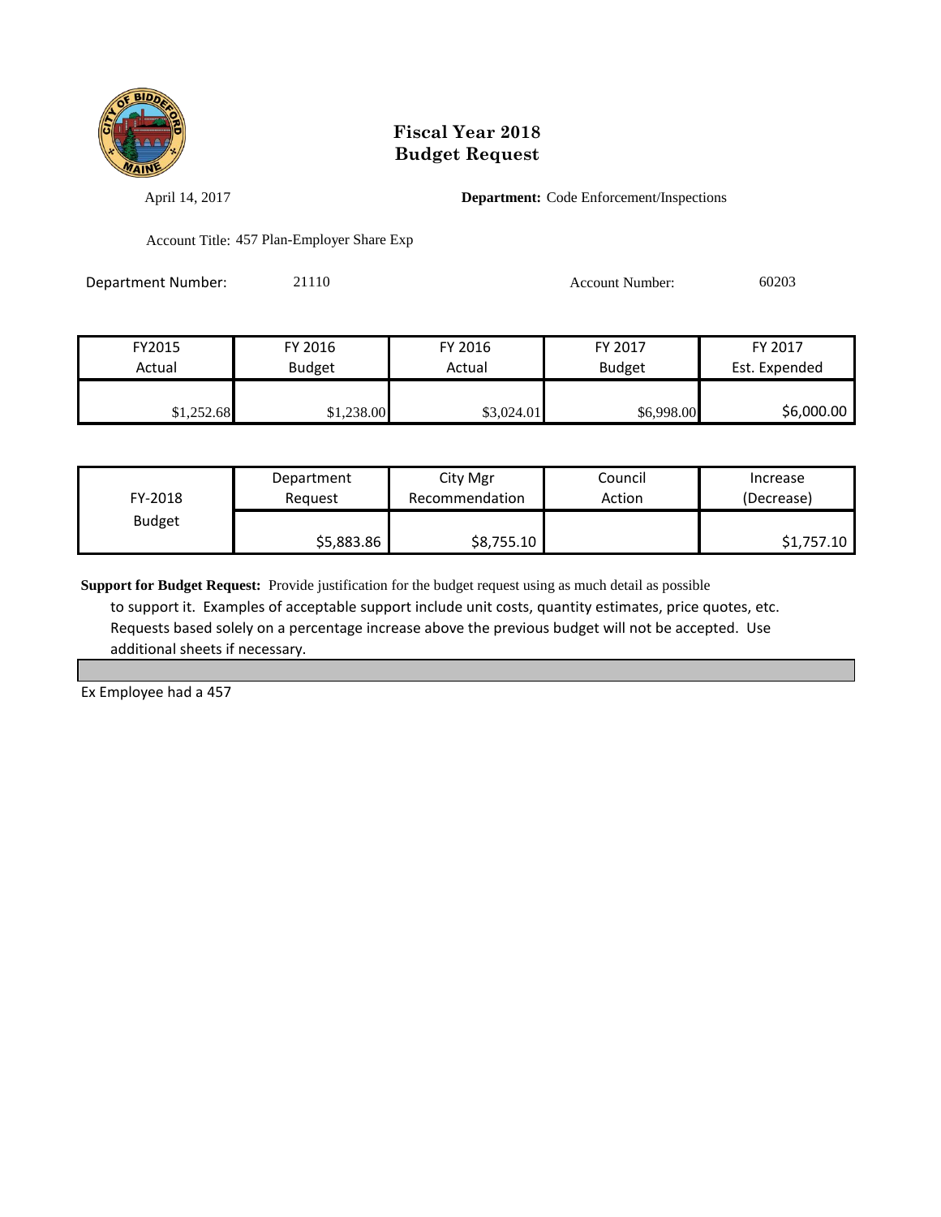# Fiscal Year 2018
# Budget Request

April 14, 2017 **Department:** Code Enforcement/Inspections

Account Title: 457 Plan-Employer Share Exp

Department Number: 21110 Account Number: 60203

| FY2015 Actual | FY 2016 Budget | FY 2016 Actual | FY 2017 Budget | FY 2017 Est. Expended |
|---|---|---|---|---|
| $1,252.68 | $1,238.00 | $3,024.01 | $6,998.00 | $6,000.00 |

| FY-2018 Budget | Department Request | City Mgr Recommendation | Council Action | Increase (Decrease) |
|---|---|---|---|---|
| | $5,883.86 | $8,755.10 | | $1,757.10 |

**Support for Budget Request:** Provide justification for the budget request using as much detail as possible to support it. Examples of acceptable support include unit costs, quantity estimates, price quotes, etc. Requests based solely on a percentage increase above the previous budget will not be accepted. Use additional sheets if necessary.

Ex Employee had a 457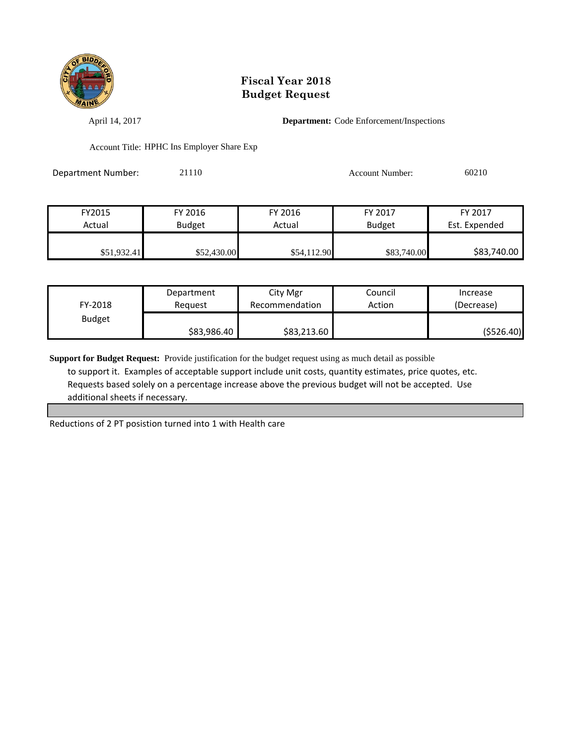# Fiscal Year 2018
# Budget Request

April 14, 2017

**Department:** Code Enforcement/Inspections

Account Title: HPHC Ins Employer Share Exp

Department Number: 21110

Account Number: 60210

| FY2015 Actual | FY 2016 Budget | FY 2016 Actual | FY 2017 Budget | FY 2017 Est. Expended |
|---|---|---|---|---|
| $51,932.41 | $52,430.00 | $54,112.90 | $83,740.00 | $83,740.00 |

| FY-2018 Budget | Department Request | City Mgr Recommendation | Council Action | Increase (Decrease) |
|---|---|---|---|---|
| | $83,986.40 | $83,213.60 | | ($526.40) |

**Support for Budget Request:** Provide justification for the budget request using as much detail as possible to support it. Examples of acceptable support include unit costs, quantity estimates, price quotes, etc. Requests based solely on a percentage increase above the previous budget will not be accepted. Use additional sheets if necessary.

Reductions of 2 PT posistion turned into 1 with Health care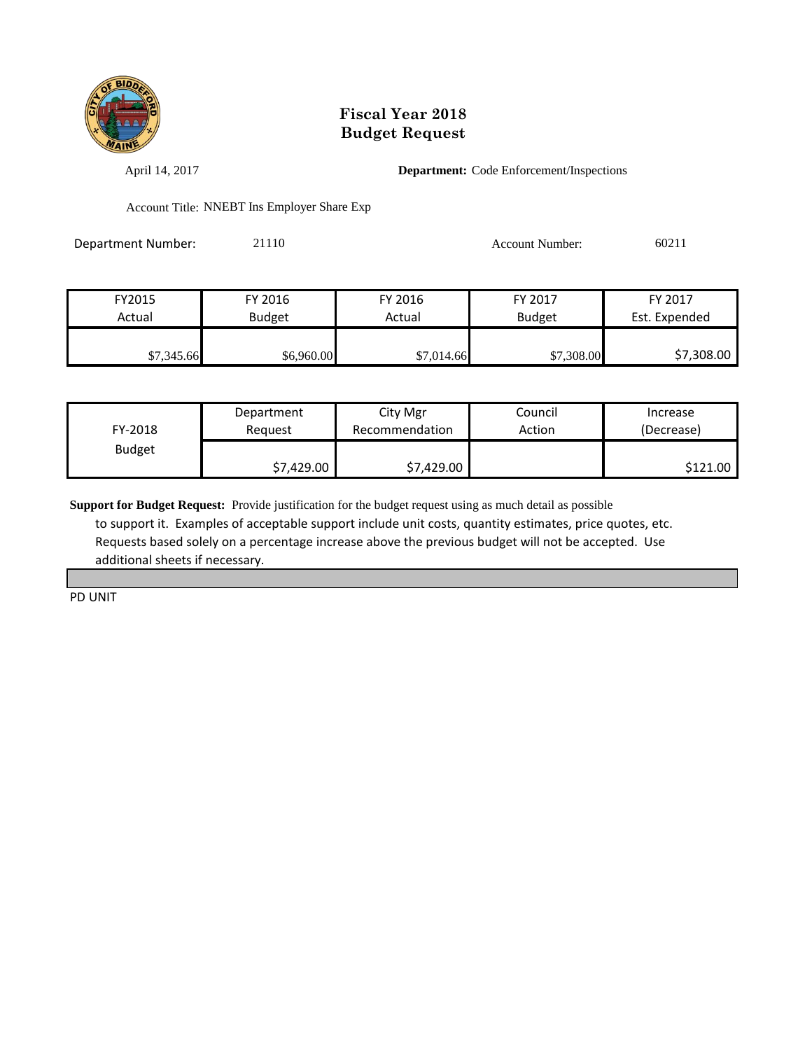# Fiscal Year 2018
# Budget Request

April 14, 2017 **Department:** Code Enforcement/Inspections

Account Title: NNEBT Ins Employer Share Exp

Department Number: 21110 Account Number: 60211

| FY2015 Actual | FY 2016 Budget | FY 2016 Actual | FY 2017 Budget | FY 2017 Est. Expended |
|---|---|---|---|---|
| $7,345.66 | $6,960.00 | $7,014.66 | $7,308.00 | $7,308.00 |

| FY-2018 Budget | Department Request | City Mgr Recommendation | Council Action | Increase (Decrease) |
|---|---|---|---|---|
| | $7,429.00 | $7,429.00 | | $121.00 |

**Support for Budget Request:** Provide justification for the budget request using as much detail as possible to support it. Examples of acceptable support include unit costs, quantity estimates, price quotes, etc. Requests based solely on a percentage increase above the previous budget will not be accepted. Use additional sheets if necessary.

PD UNIT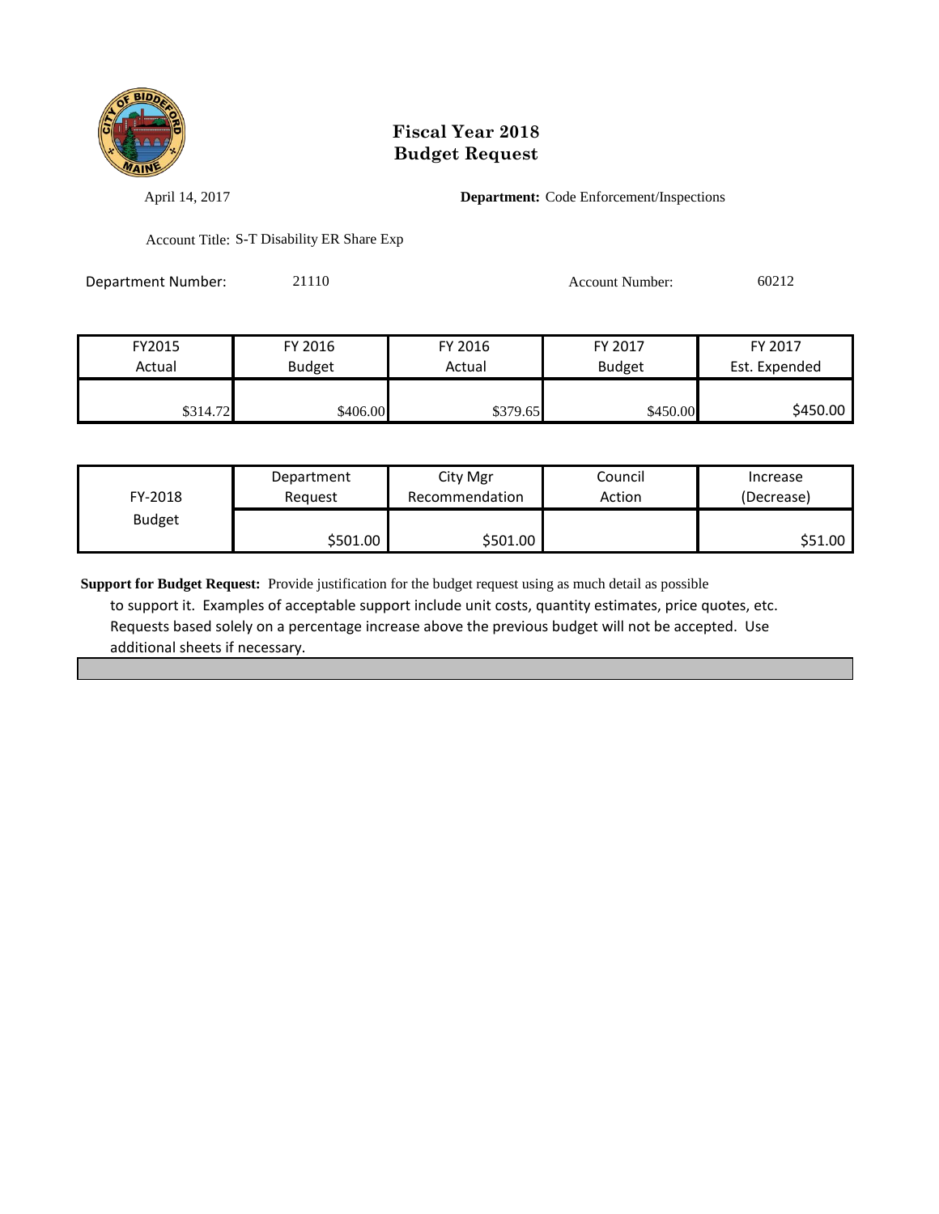# Fiscal Year 2018
# Budget Request

April 14, 2017

**Department:** Code Enforcement/Inspections

Account Title: S-T Disability ER Share Exp

Department Number: 21110

Account Number: 60212

| FY2015 Actual | FY 2016 Budget | FY 2016 Actual | FY 2017 Budget | FY 2017 Est. Expended |
|---|---|---|---|---|
| $314.72 | $406.00 | $379.65 | $450.00 | $450.00 |

| FY-2018 Budget | Department Request | City Mgr Recommendation | Council Action | Increase (Decrease) |
|---|---|---|---|---|
| | $501.00 | $501.00 | | $51.00 |

**Support for Budget Request:** Provide justification for the budget request using as much detail as possible to support it. Examples of acceptable support include unit costs, quantity estimates, price quotes, etc. Requests based solely on a percentage increase above the previous budget will not be accepted. Use additional sheets if necessary.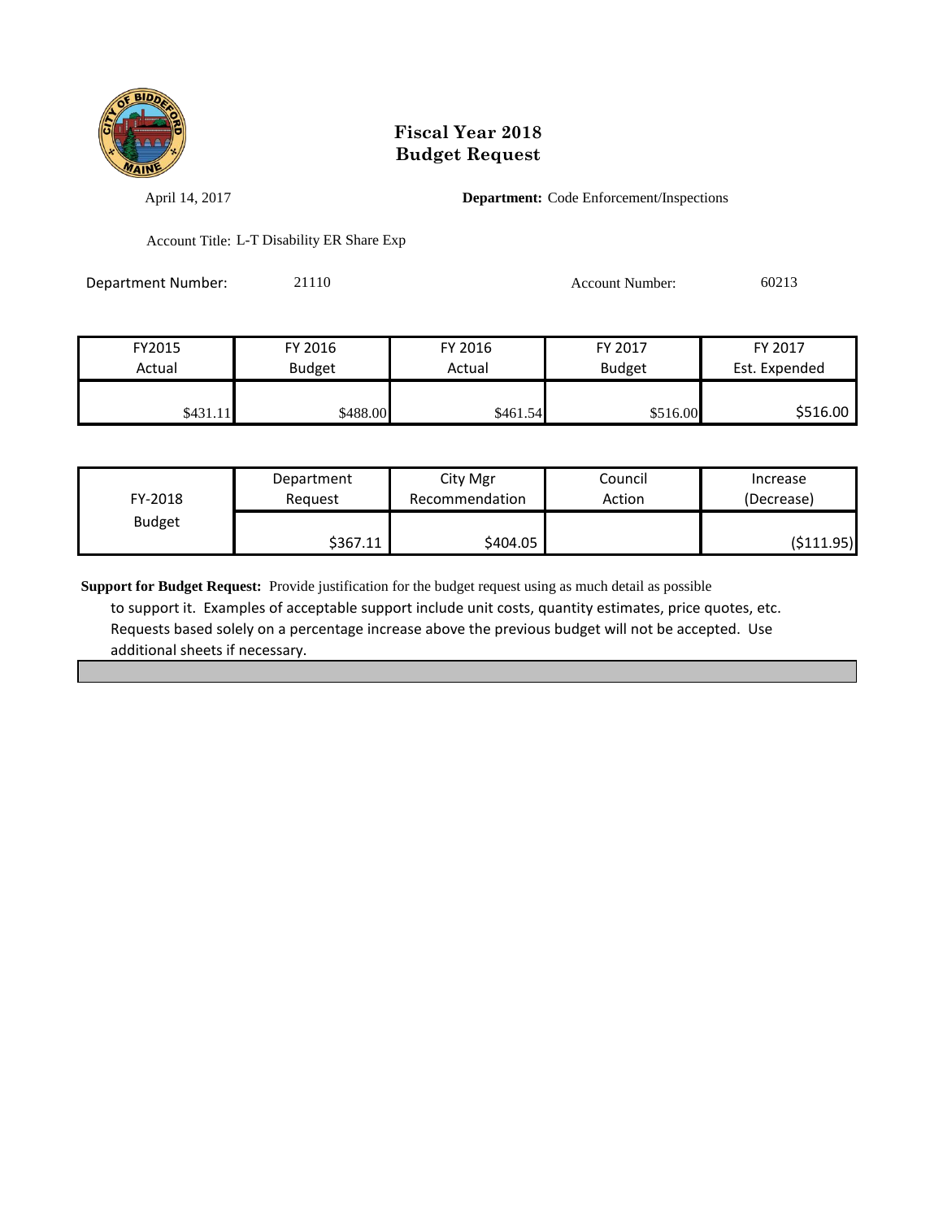# Fiscal Year 2018
# Budget Request

April 14, 2017

**Department:** Code Enforcement/Inspections

Account Title: L-T Disability ER Share Exp

Department Number: 21110

Account Number: 60213

| FY2015 Actual | FY 2016 Budget | FY 2016 Actual | FY 2017 Budget | FY 2017 Est. Expended |
|---|---|---|---|---|
| $431.11 | $488.00 | $461.54 | $516.00 | $516.00 |

| FY-2018 Budget | Department Request | City Mgr Recommendation | Council Action | Increase (Decrease) |
|---|---|---|---|---|
| | $367.11 | $404.05 | | ($111.95) |

**Support for Budget Request:** Provide justification for the budget request using as much detail as possible to support it. Examples of acceptable support include unit costs, quantity estimates, price quotes, etc. Requests based solely on a percentage increase above the previous budget will not be accepted. Use additional sheets if necessary.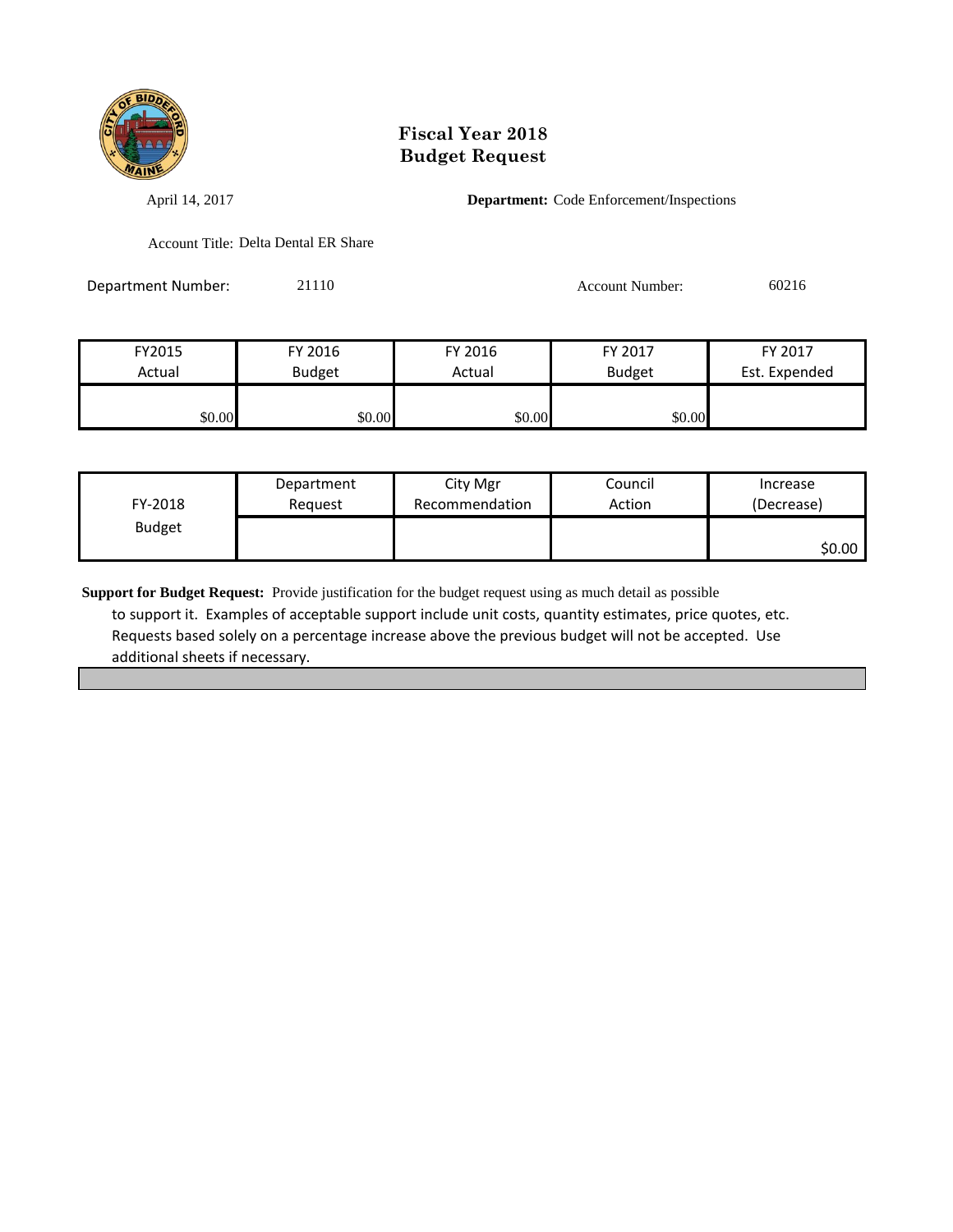# Fiscal Year 2018
# Budget Request

April 14, 2017

**Department:** Code Enforcement/Inspections

Account Title: Delta Dental ER Share

Department Number: 21110

Account Number: 60216

| FY2015 Actual | FY 2016 Budget | FY 2016 Actual | FY 2017 Budget | FY 2017 Est. Expended |
|---|---|---|---|---|
| $0.00 | $0.00 | $0.00 | $0.00 | |

| FY-2018 Budget | Department Request | City Mgr Recommendation | Council Action | Increase (Decrease) |
|---|---|---|---|---|
| | | | | $0.00 |

**Support for Budget Request:** Provide justification for the budget request using as much detail as possible to support it. Examples of acceptable support include unit costs, quantity estimates, price quotes, etc. Requests based solely on a percentage increase above the previous budget will not be accepted. Use additional sheets if necessary.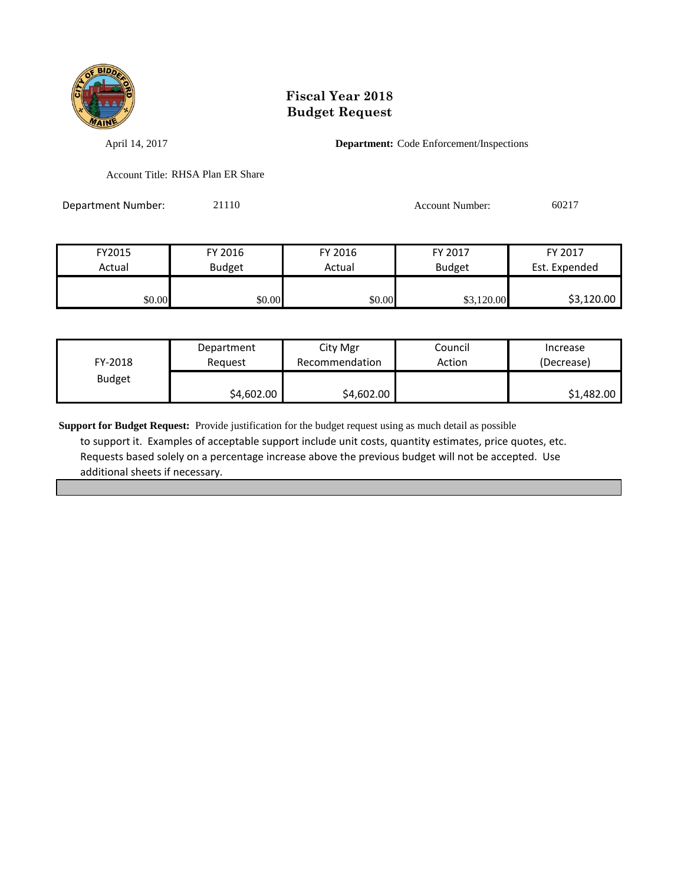# Fiscal Year 2018
# Budget Request

April 14, 2017

**Department:** Code Enforcement/Inspections

Account Title: RHSA Plan ER Share

Department Number: 21110

Account Number: 60217

| FY2015 Actual | FY 2016 Budget | FY 2016 Actual | FY 2017 Budget | FY 2017 Est. Expended |
|---|---|---|---|---|
| $0.00 | $0.00 | $0.00 | $3,120.00 | $3,120.00 |

| FY-2018 Budget | Department Request | City Mgr Recommendation | Council Action | Increase (Decrease) |
|---|---|---|---|---|
| | $4,602.00 | $4,602.00 | | $1,482.00 |

**Support for Budget Request:** Provide justification for the budget request using as much detail as possible to support it. Examples of acceptable support include unit costs, quantity estimates, price quotes, etc. Requests based solely on a percentage increase above the previous budget will not be accepted. Use additional sheets if necessary.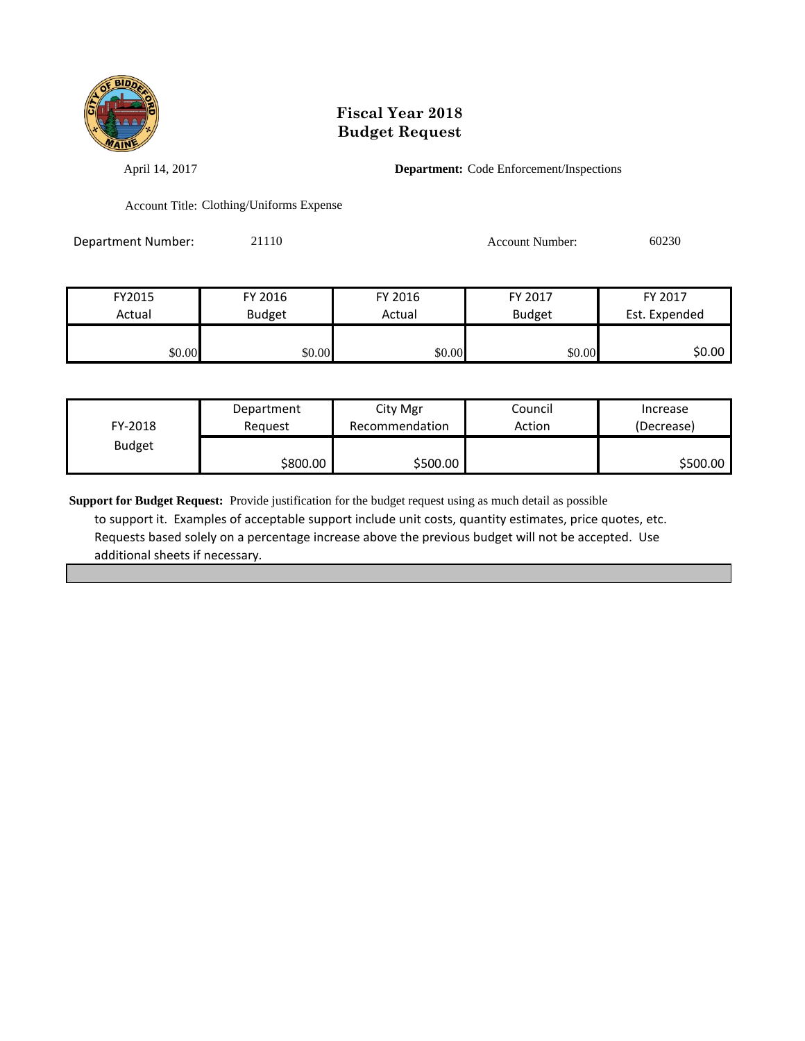# Fiscal Year 2018
# Budget Request

April 14, 2017

**Department:** Code Enforcement/Inspections

Account Title: Clothing/Uniforms Expense

Department Number: 21110

Account Number: 60230

| FY2015 Actual | FY 2016 Budget | FY 2016 Actual | FY 2017 Budget | FY 2017 Est. Expended |
|---|---|---|---|---|
| $0.00 | $0.00 | $0.00 | $0.00 | $0.00 |

| FY-2018 Budget | Department Request | City Mgr Recommendation | Council Action | Increase (Decrease) |
|---|---|---|---|---|
| | $800.00 | $500.00 | | $500.00 |

**Support for Budget Request:** Provide justification for the budget request using as much detail as possible to support it. Examples of acceptable support include unit costs, quantity estimates, price quotes, etc. Requests based solely on a percentage increase above the previous budget will not be accepted. Use additional sheets if necessary.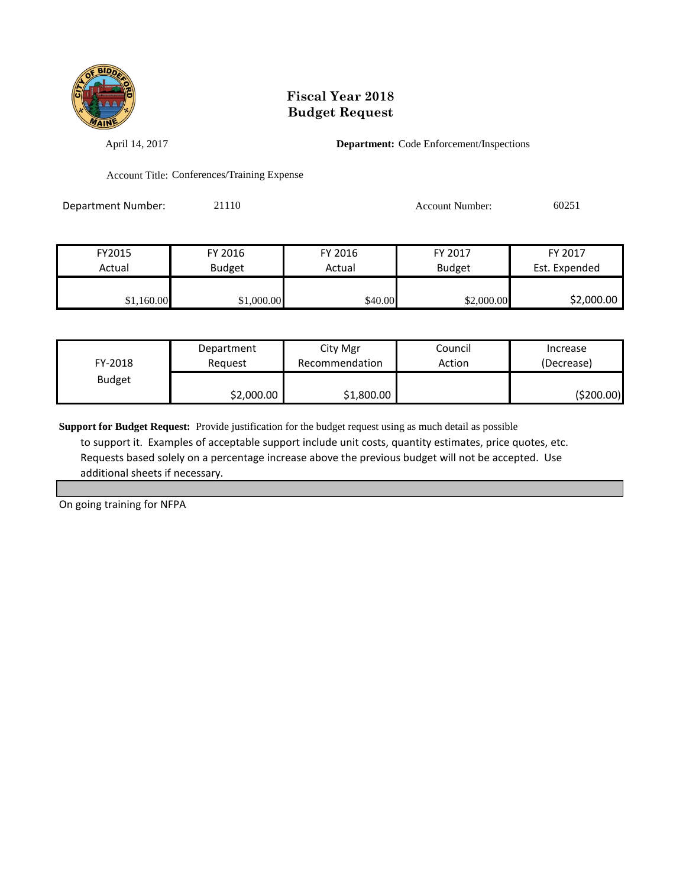# Fiscal Year 2018
# Budget Request

April 14, 2017

**Department:** Code Enforcement/Inspections

Account Title: Conferences/Training Expense

Department Number: 21110

Account Number: 60251

| FY2015 Actual | FY 2016 Budget | FY 2016 Actual | FY 2017 Budget | FY 2017 Est. Expended |
|---|---|---|---|---|
| $1,160.00 | $1,000.00 | $40.00 | $2,000.00 | $2,000.00 |

| FY-2018 Budget | Department Request | City Mgr Recommendation | Council Action | Increase (Decrease) |
|---|---|---|---|---|
| | $2,000.00 | $1,800.00 | | ($200.00) |

**Support for Budget Request:** Provide justification for the budget request using as much detail as possible to support it. Examples of acceptable support include unit costs, quantity estimates, price quotes, etc. Requests based solely on a percentage increase above the previous budget will not be accepted. Use additional sheets if necessary.

On going training for NFPA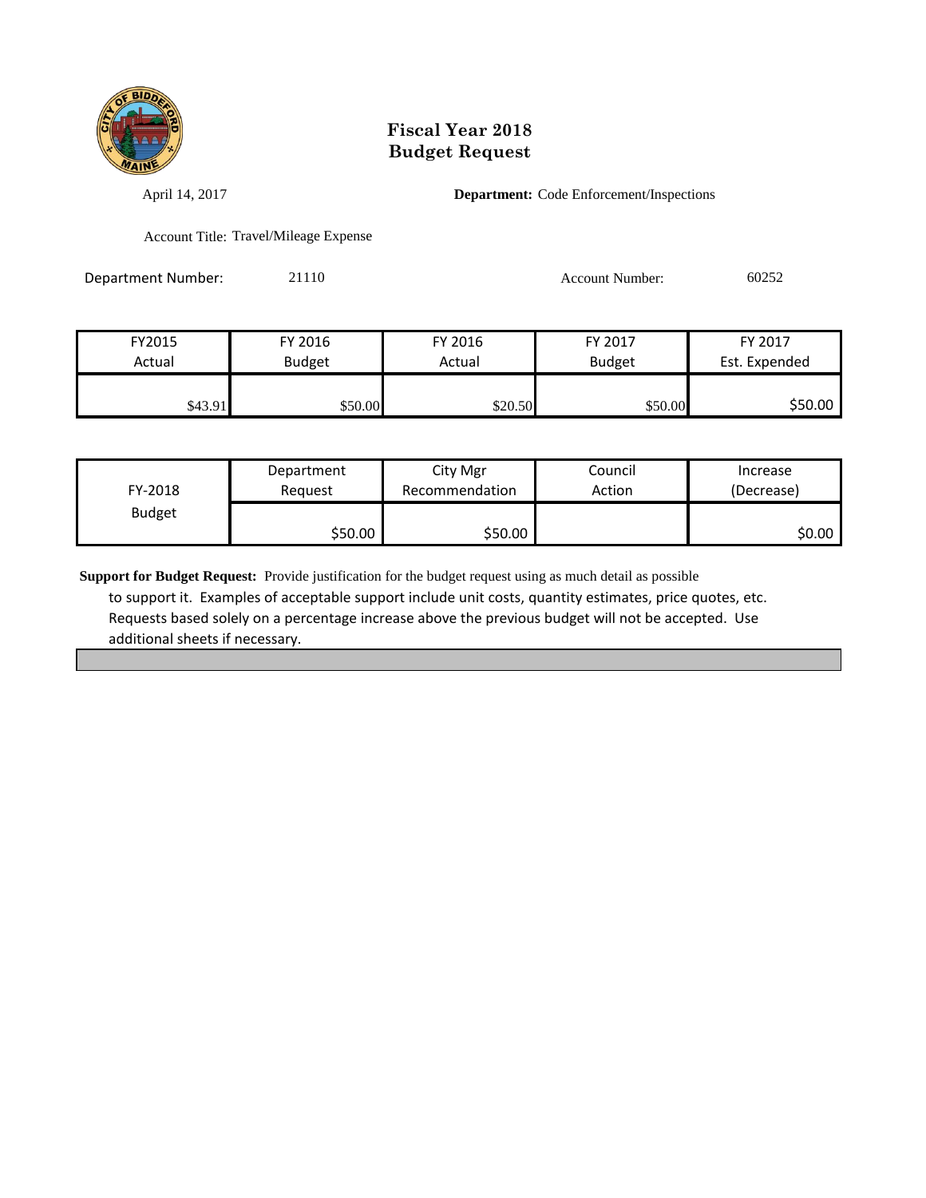# Fiscal Year 2018
# Budget Request

April 14, 2017

**Department:** Code Enforcement/Inspections

Account Title: Travel/Mileage Expense

Department Number: 21110

Account Number: 60252

| FY2015 Actual | FY 2016 Budget | FY 2016 Actual | FY 2017 Budget | FY 2017 Est. Expended |
|---|---|---|---|---|
| $43.91 | $50.00 | $20.50 | $50.00 | $50.00 |

| FY-2018 Budget | Department Request | City Mgr Recommendation | Council Action | Increase (Decrease) |
|---|---|---|---|---|
| | $50.00 | $50.00 | | $0.00 |

**Support for Budget Request:** Provide justification for the budget request using as much detail as possible to support it. Examples of acceptable support include unit costs, quantity estimates, price quotes, etc. Requests based solely on a percentage increase above the previous budget will not be accepted. Use additional sheets if necessary.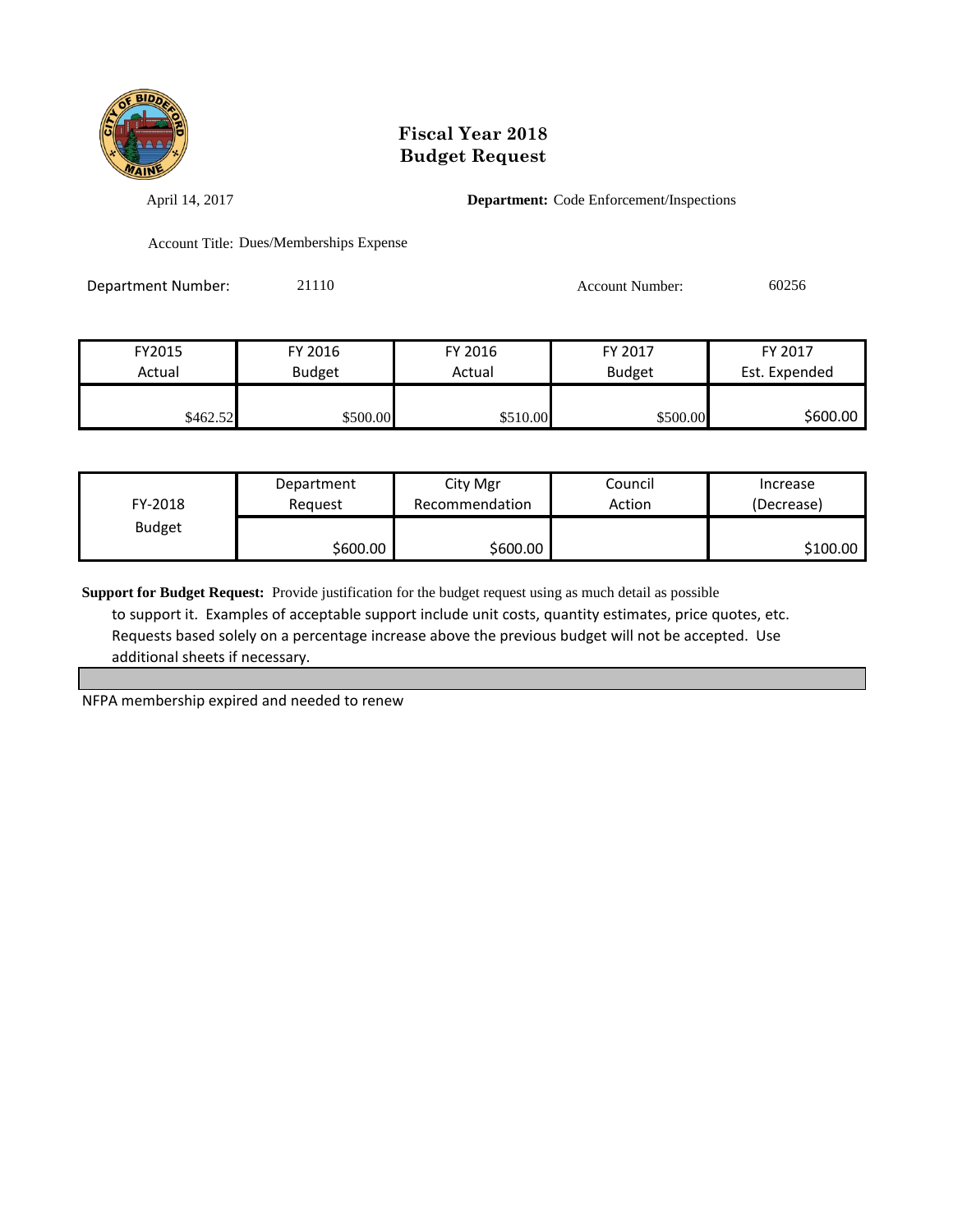# Fiscal Year 2018
# Budget Request

April 14, 2017 **Department:** Code Enforcement/Inspections

Account Title: Dues/Memberships Expense

Department Number: 21110 Account Number: 60256

| FY2015 Actual | FY 2016 Budget | FY 2016 Actual | FY 2017 Budget | FY 2017 Est. Expended |
|---|---|---|---|---|
| $462.52 | $500.00 | $510.00 | $500.00 | $600.00 |

| FY-2018 Budget | Department Request | City Mgr Recommendation | Council Action | Increase (Decrease) |
|---|---|---|---|---|
| | $600.00 | $600.00 | | $100.00 |

**Support for Budget Request:** Provide justification for the budget request using as much detail as possible to support it. Examples of acceptable support include unit costs, quantity estimates, price quotes, etc. Requests based solely on a percentage increase above the previous budget will not be accepted. Use additional sheets if necessary.

NFPA membership expired and needed to renew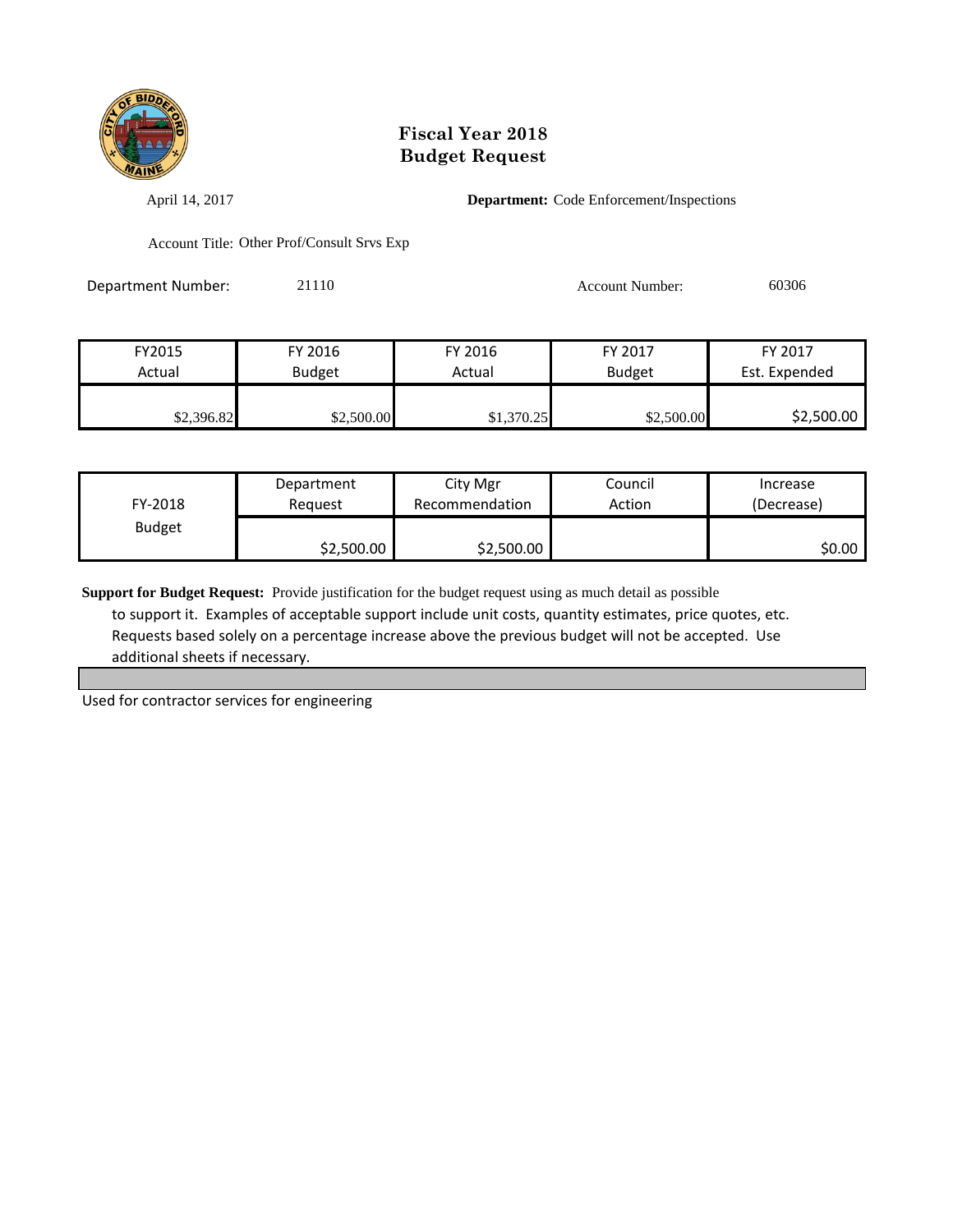# Fiscal Year 2018
# Budget Request

April 14, 2017

**Department:** Code Enforcement/Inspections

Account Title: Other Prof/Consult Srvs Exp

Department Number: 21110

Account Number: 60306

| FY2015 Actual | FY 2016 Budget | FY 2016 Actual | FY 2017 Budget | FY 2017 Est. Expended |
|---|---|---|---|---|
| $2,396.82 | $2,500.00 | $1,370.25 | $2,500.00 | $2,500.00 |

| FY-2018 Budget | Department Request | City Mgr Recommendation | Council Action | Increase (Decrease) |
|---|---|---|---|---|
| | $2,500.00 | $2,500.00 | | $0.00 |

**Support for Budget Request:** Provide justification for the budget request using as much detail as possible to support it. Examples of acceptable support include unit costs, quantity estimates, price quotes, etc. Requests based solely on a percentage increase above the previous budget will not be accepted. Use additional sheets if necessary.

Used for contractor services for engineering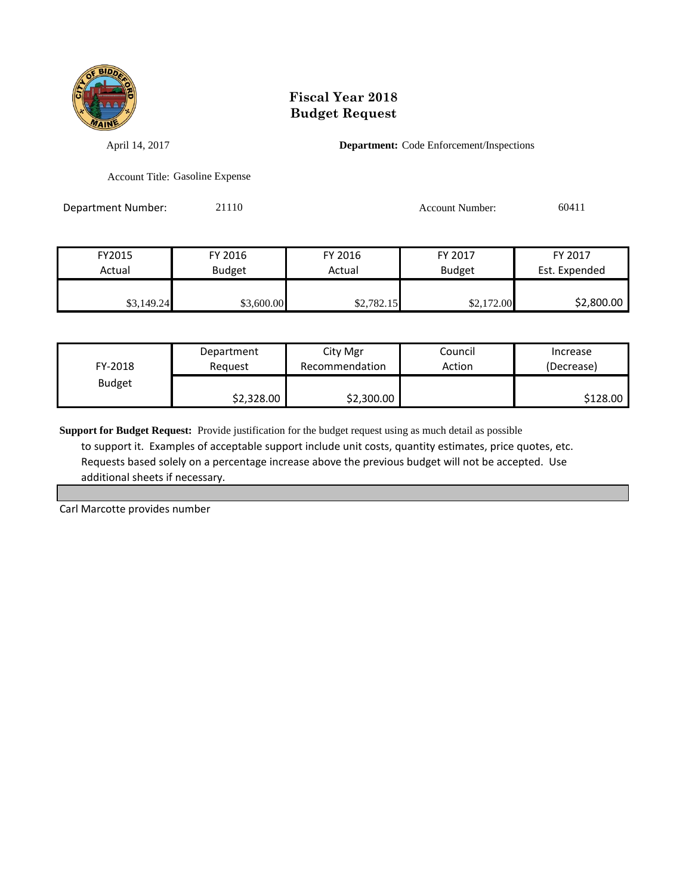# Fiscal Year 2018
# Budget Request

April 14, 2017

**Department:** Code Enforcement/Inspections

Account Title: Gasoline Expense

Department Number: 21110

Account Number: 60411

| FY2015 Actual | FY 2016 Budget | FY 2016 Actual | FY 2017 Budget | FY 2017 Est. Expended |
|---|---|---|---|---|
| $3,149.24 | $3,600.00 | $2,782.15 | $2,172.00 | $2,800.00 |

| FY-2018 Budget | Department Request | City Mgr Recommendation | Council Action | Increase (Decrease) |
|---|---|---|---|---|
| | $2,328.00 | $2,300.00 | | $128.00 |

**Support for Budget Request:** Provide justification for the budget request using as much detail as possible to support it. Examples of acceptable support include unit costs, quantity estimates, price quotes, etc. Requests based solely on a percentage increase above the previous budget will not be accepted. Use additional sheets if necessary.

Carl Marcotte provides number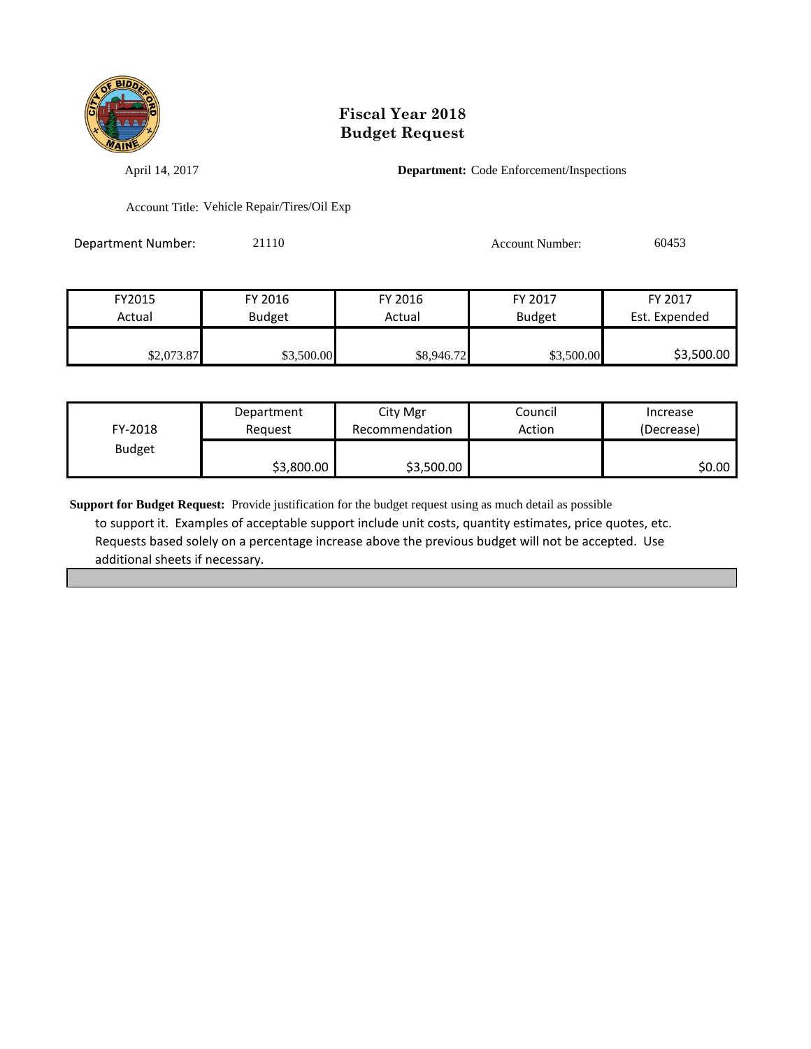# Fiscal Year 2018
# Budget Request

April 14, 2017

**Department:** Code Enforcement/Inspections

Account Title: Vehicle Repair/Tires/Oil Exp

Department Number: 21110

Account Number: 60453

| FY2015 Actual | FY 2016 Budget | FY 2016 Actual | FY 2017 Budget | FY 2017 Est. Expended |
|---|---|---|---|---|
| $2,073.87 | $3,500.00 | $8,946.72 | $3,500.00 | $3,500.00 |

| FY-2018 Budget | Department Request | City Mgr Recommendation | Council Action | Increase (Decrease) |
|---|---|---|---|---|
| | $3,800.00 | $3,500.00 | | $0.00 |

**Support for Budget Request:** Provide justification for the budget request using as much detail as possible to support it. Examples of acceptable support include unit costs, quantity estimates, price quotes, etc. Requests based solely on a percentage increase above the previous budget will not be accepted. Use additional sheets if necessary.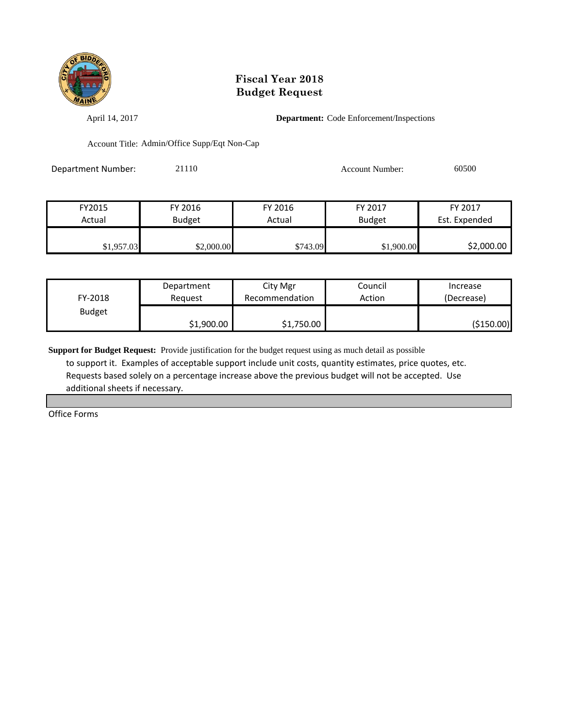# Fiscal Year 2018
# Budget Request

April 14, 2017

**Department:** Code Enforcement/Inspections

Account Title: Admin/Office Supp/Eqt Non-Cap

Department Number: 21110

Account Number: 60500

| FY2015 Actual | FY 2016 Budget | FY 2016 Actual | FY 2017 Budget | FY 2017 Est. Expended |
|---|---|---|---|---|
| $1,957.03 | $2,000.00 | $743.09 | $1,900.00 | $2,000.00 |

| FY-2018 Budget | Department Request | City Mgr Recommendation | Council Action | Increase (Decrease) |
|---|---|---|---|---|
| | $1,900.00 | $1,750.00 | | ($150.00) |

**Support for Budget Request:** Provide justification for the budget request using as much detail as possible to support it. Examples of acceptable support include unit costs, quantity estimates, price quotes, etc. Requests based solely on a percentage increase above the previous budget will not be accepted. Use additional sheets if necessary.

Office Forms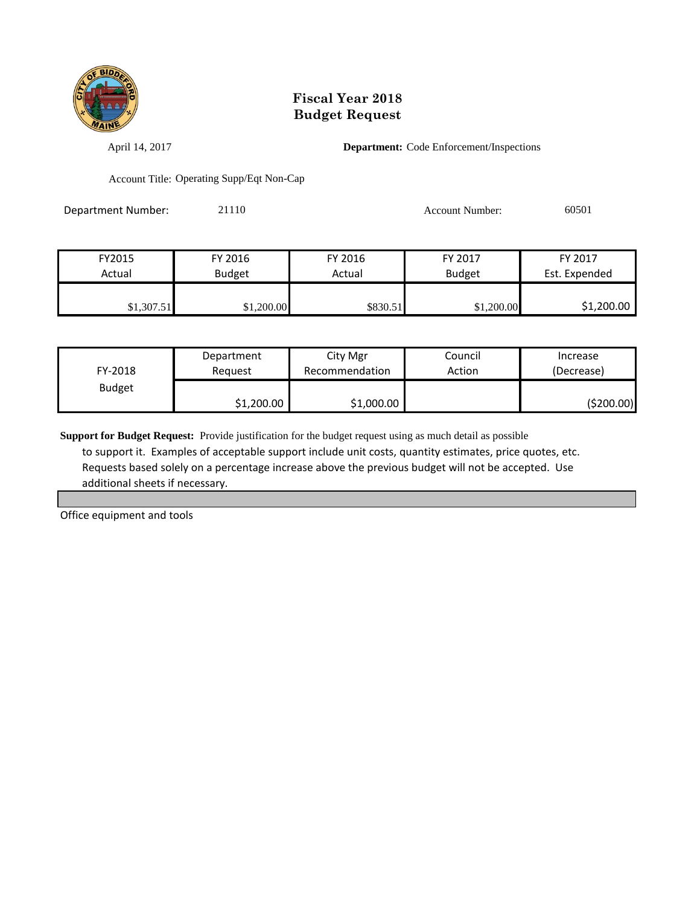# Fiscal Year 2018
# Budget Request

April 14, 2017

**Department:** Code Enforcement/Inspections

Account Title: Operating Supp/Eqt Non-Cap

Department Number: 21110

Account Number: 60501

| FY2015 Actual | FY 2016 Budget | FY 2016 Actual | FY 2017 Budget | FY 2017 Est. Expended |
|---|---|---|---|---|
| $1,307.51 | $1,200.00 | $830.51 | $1,200.00 | $1,200.00 |

| FY-2018 Budget | Department Request | City Mgr Recommendation | Council Action | Increase (Decrease) |
|---|---|---|---|---|
| | $1,200.00 | $1,000.00 | | ($200.00) |

**Support for Budget Request:** Provide justification for the budget request using as much detail as possible to support it. Examples of acceptable support include unit costs, quantity estimates, price quotes, etc. Requests based solely on a percentage increase above the previous budget will not be accepted. Use additional sheets if necessary.

Office equipment and tools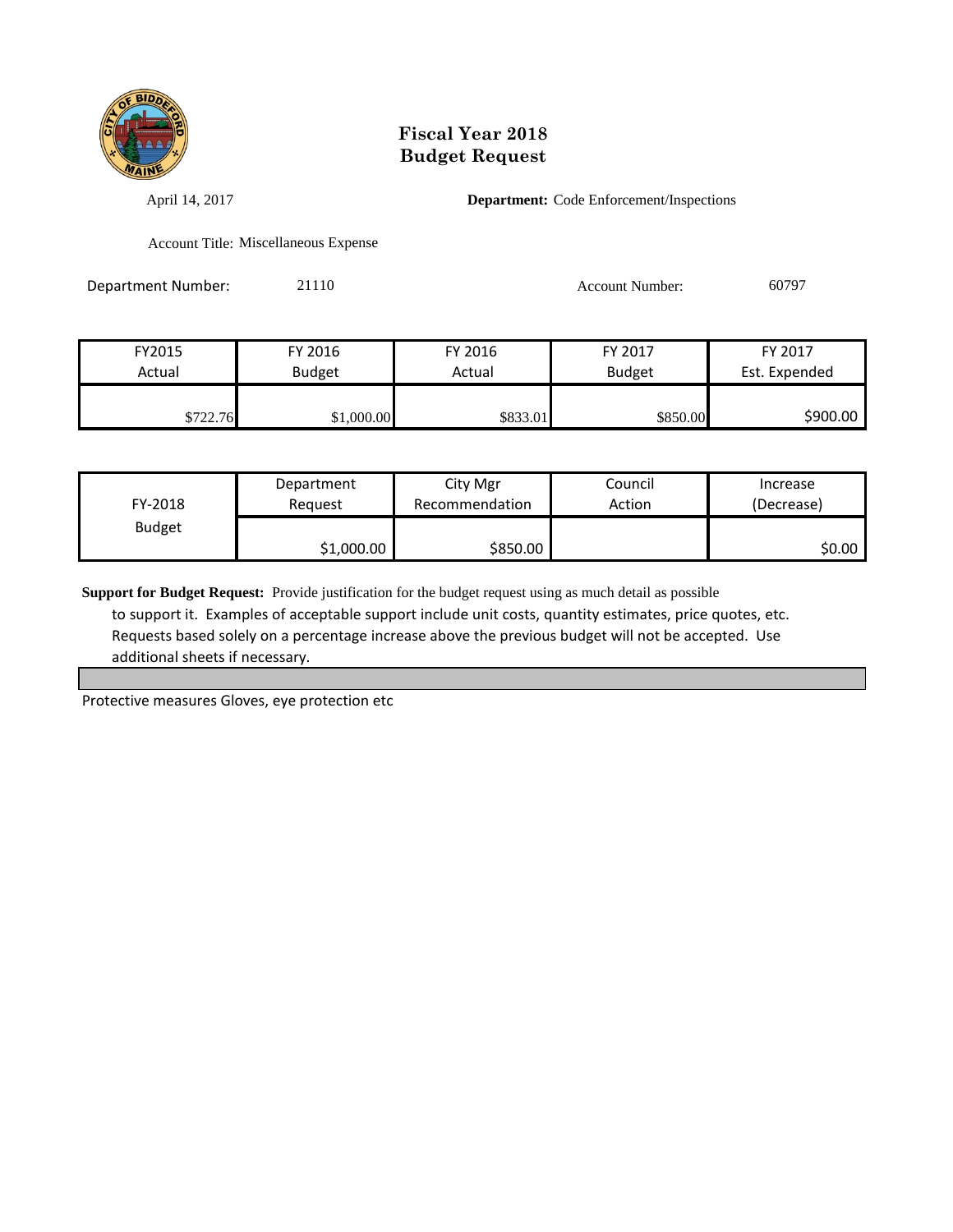# Fiscal Year 2018
# Budget Request

April 14, 2017

**Department:** Code Enforcement/Inspections

Account Title: Miscellaneous Expense

Department Number: 21110

Account Number: 60797

| FY2015 Actual | FY 2016 Budget | FY 2016 Actual | FY 2017 Budget | FY 2017 Est. Expended |
|---|---|---|---|---|
| $722.76 | $1,000.00 | $833.01 | $850.00 | $900.00 |

| FY-2018 Budget | Department Request | City Mgr Recommendation | Council Action | Increase (Decrease) |
|---|---|---|---|---|
| | $1,000.00 | $850.00 | | $0.00 |

**Support for Budget Request:** Provide justification for the budget request using as much detail as possible to support it. Examples of acceptable support include unit costs, quantity estimates, price quotes, etc. Requests based solely on a percentage increase above the previous budget will not be accepted. Use additional sheets if necessary.

Protective measures Gloves, eye protection etc